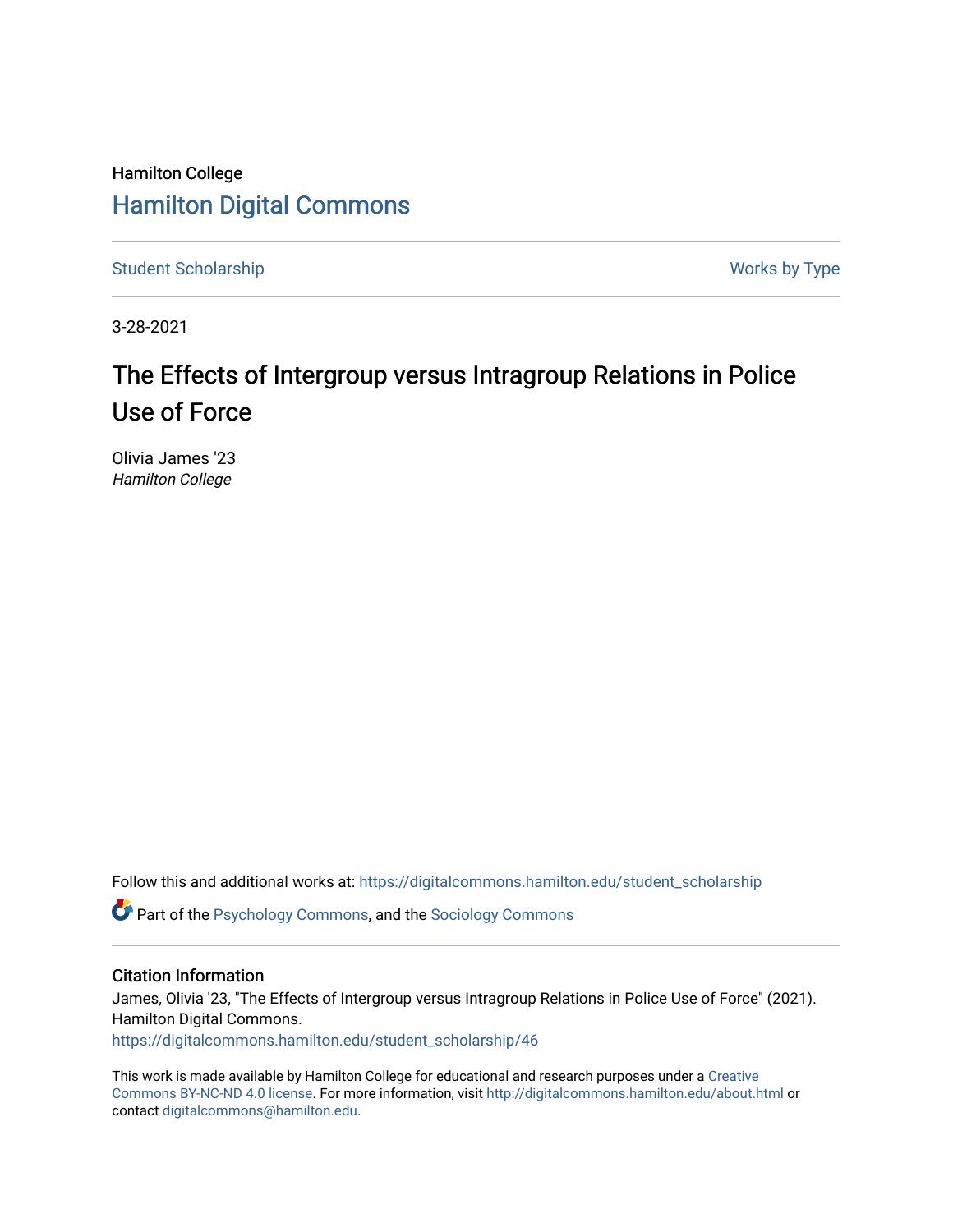Hamilton College

# Hamilton Digital Commons

Student Scholarship | Works by Type

3-28-2021

# The Effects of Intergroup versus Intragroup Relations in Police Use of Force

Olivia James '23
*Hamilton College*

Follow this and additional works at: https://digitalcommons.hamilton.edu/student_scholarship

Part of the Psychology Commons, and the Sociology Commons

## Citation Information

James, Olivia '23, "The Effects of Intergroup versus Intragroup Relations in Police Use of Force" (2021). Hamilton Digital Commons.
https://digitalcommons.hamilton.edu/student_scholarship/46

This work is made available by Hamilton College for educational and research purposes under a Creative Commons BY-NC-ND 4.0 license. For more information, visit http://digitalcommons.hamilton.edu/about.html or contact digitalcommons@hamilton.edu.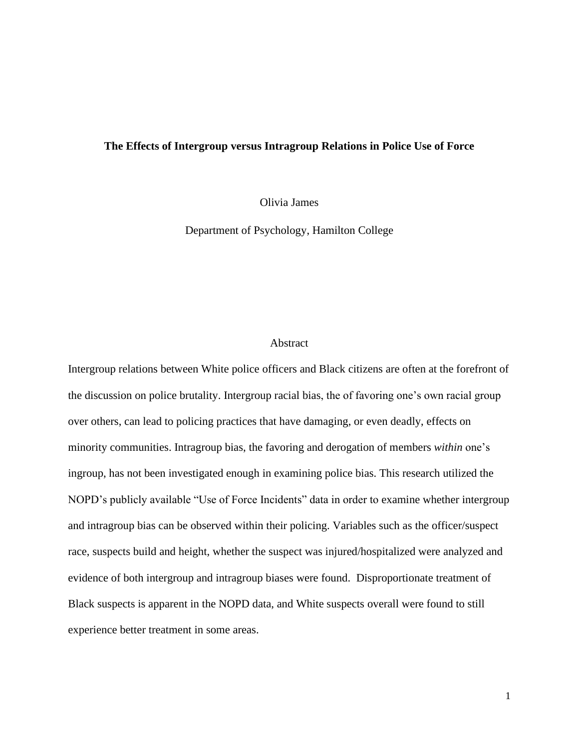**The Effects of Intergroup versus Intragroup Relations in Police Use of Force**

Olivia James

Department of Psychology, Hamilton College

## Abstract

Intergroup relations between White police officers and Black citizens are often at the forefront of the discussion on police brutality. Intergroup racial bias, the of favoring one's own racial group over others, can lead to policing practices that have damaging, or even deadly, effects on minority communities. Intragroup bias, the favoring and derogation of members *within* one's ingroup, has not been investigated enough in examining police bias. This research utilized the NOPD's publicly available "Use of Force Incidents" data in order to examine whether intergroup and intragroup bias can be observed within their policing. Variables such as the officer/suspect race, suspects build and height, whether the suspect was injured/hospitalized were analyzed and evidence of both intergroup and intragroup biases were found. Disproportionate treatment of Black suspects is apparent in the NOPD data, and White suspects overall were found to still experience better treatment in some areas.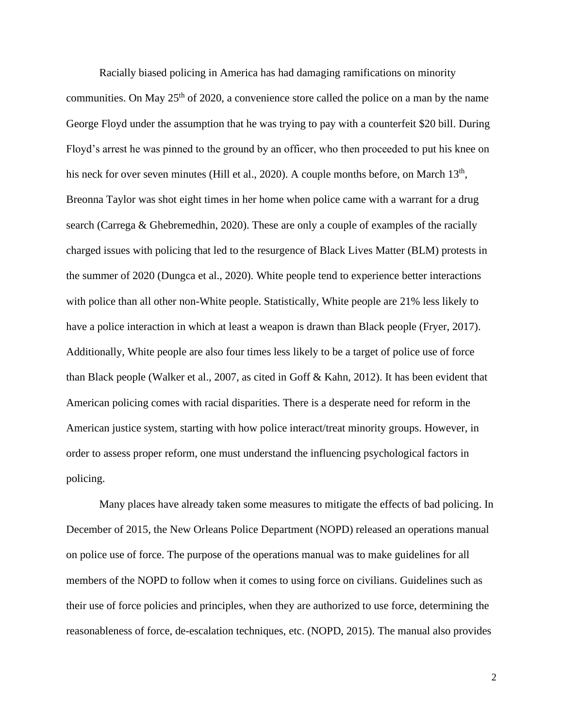Racially biased policing in America has had damaging ramifications on minority communities. On May 25th of 2020, a convenience store called the police on a man by the name George Floyd under the assumption that he was trying to pay with a counterfeit $20 bill. During Floyd's arrest he was pinned to the ground by an officer, who then proceeded to put his knee on his neck for over seven minutes (Hill et al., 2020). A couple months before, on March 13th, Breonna Taylor was shot eight times in her home when police came with a warrant for a drug search (Carrega & Ghebremedhin, 2020). These are only a couple of examples of the racially charged issues with policing that led to the resurgence of Black Lives Matter (BLM) protests in the summer of 2020 (Dungca et al., 2020). White people tend to experience better interactions with police than all other non-White people. Statistically, White people are 21% less likely to have a police interaction in which at least a weapon is drawn than Black people (Fryer, 2017). Additionally, White people are also four times less likely to be a target of police use of force than Black people (Walker et al., 2007, as cited in Goff & Kahn, 2012). It has been evident that American policing comes with racial disparities. There is a desperate need for reform in the American justice system, starting with how police interact/treat minority groups. However, in order to assess proper reform, one must understand the influencing psychological factors in policing.

Many places have already taken some measures to mitigate the effects of bad policing. In December of 2015, the New Orleans Police Department (NOPD) released an operations manual on police use of force. The purpose of the operations manual was to make guidelines for all members of the NOPD to follow when it comes to using force on civilians. Guidelines such as their use of force policies and principles, when they are authorized to use force, determining the reasonableness of force, de-escalation techniques, etc. (NOPD, 2015). The manual also provides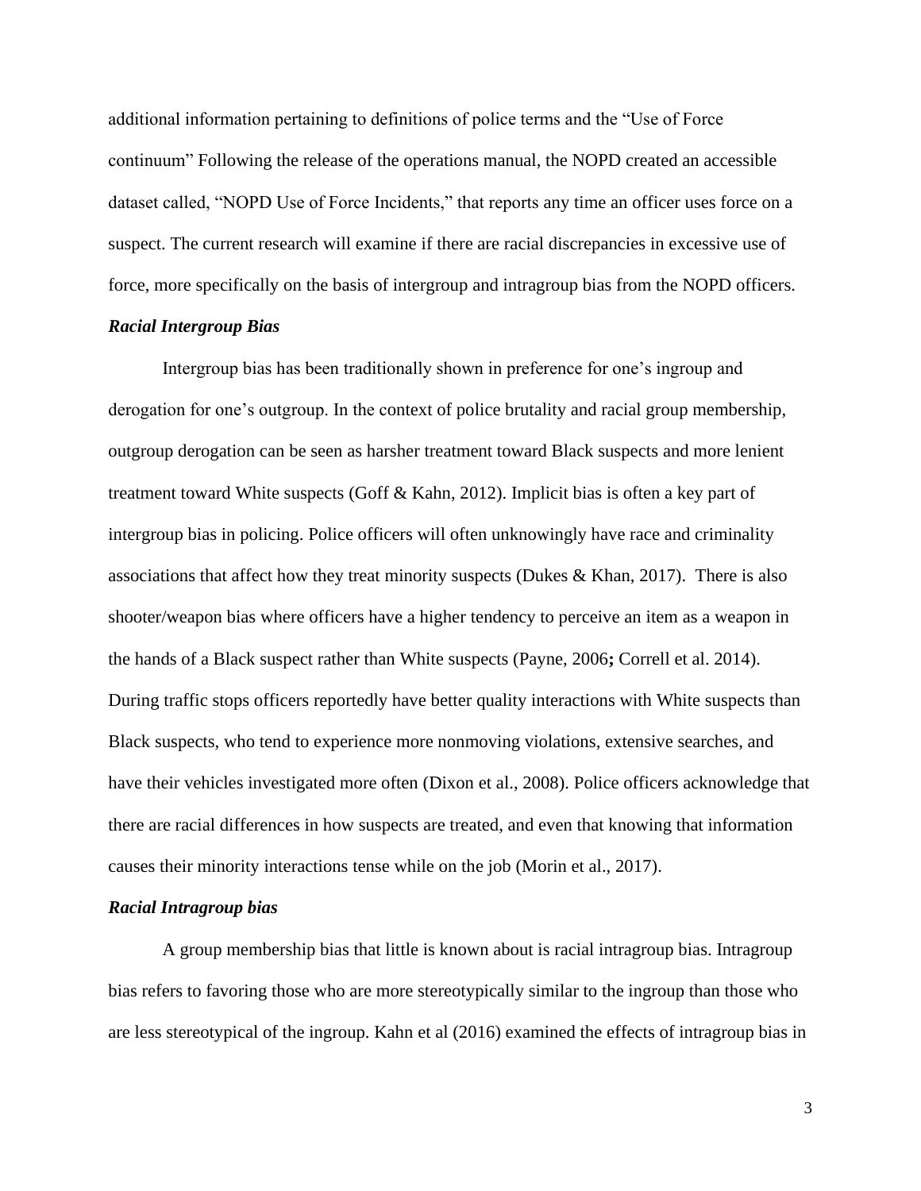additional information pertaining to definitions of police terms and the "Use of Force continuum" Following the release of the operations manual, the NOPD created an accessible dataset called, "NOPD Use of Force Incidents," that reports any time an officer uses force on a suspect. The current research will examine if there are racial discrepancies in excessive use of force, more specifically on the basis of intergroup and intragroup bias from the NOPD officers.

### ***Racial Intergroup Bias***

Intergroup bias has been traditionally shown in preference for one's ingroup and derogation for one's outgroup. In the context of police brutality and racial group membership, outgroup derogation can be seen as harsher treatment toward Black suspects and more lenient treatment toward White suspects (Goff & Kahn, 2012). Implicit bias is often a key part of intergroup bias in policing. Police officers will often unknowingly have race and criminality associations that affect how they treat minority suspects (Dukes & Khan, 2017). There is also shooter/weapon bias where officers have a higher tendency to perceive an item as a weapon in the hands of a Black suspect rather than White suspects (Payne, 2006**;** Correll et al. 2014). During traffic stops officers reportedly have better quality interactions with White suspects than Black suspects, who tend to experience more nonmoving violations, extensive searches, and have their vehicles investigated more often (Dixon et al., 2008). Police officers acknowledge that there are racial differences in how suspects are treated, and even that knowing that information causes their minority interactions tense while on the job (Morin et al., 2017).

### ***Racial Intragroup bias***

A group membership bias that little is known about is racial intragroup bias. Intragroup bias refers to favoring those who are more stereotypically similar to the ingroup than those who are less stereotypical of the ingroup. Kahn et al (2016) examined the effects of intragroup bias in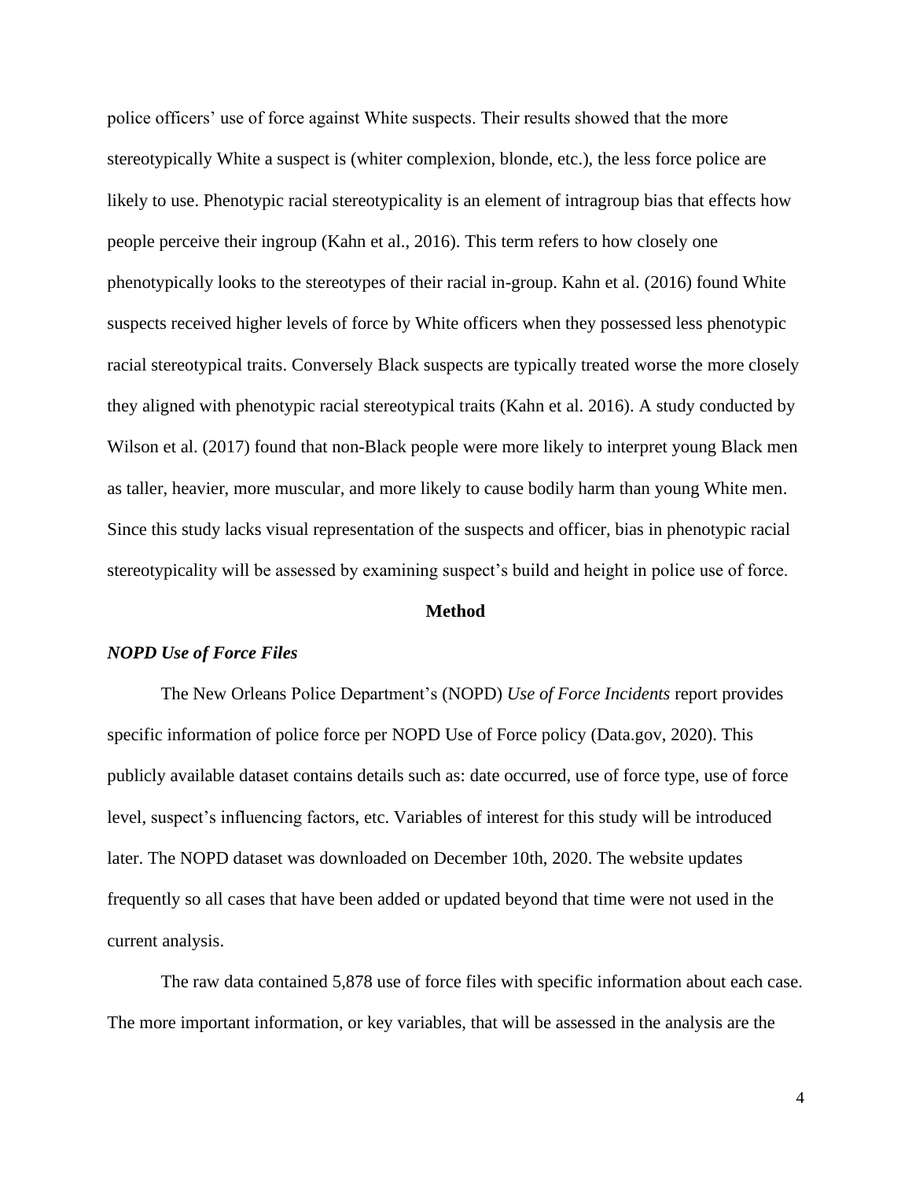police officers' use of force against White suspects. Their results showed that the more stereotypically White a suspect is (whiter complexion, blonde, etc.), the less force police are likely to use. Phenotypic racial stereotypicality is an element of intragroup bias that effects how people perceive their ingroup (Kahn et al., 2016). This term refers to how closely one phenotypically looks to the stereotypes of their racial in-group. Kahn et al. (2016) found White suspects received higher levels of force by White officers when they possessed less phenotypic racial stereotypical traits. Conversely Black suspects are typically treated worse the more closely they aligned with phenotypic racial stereotypical traits (Kahn et al. 2016). A study conducted by Wilson et al. (2017) found that non-Black people were more likely to interpret young Black men as taller, heavier, more muscular, and more likely to cause bodily harm than young White men. Since this study lacks visual representation of the suspects and officer, bias in phenotypic racial stereotypicality will be assessed by examining suspect's build and height in police use of force.

## Method

### *NOPD Use of Force Files*

The New Orleans Police Department's (NOPD) *Use of Force Incidents* report provides specific information of police force per NOPD Use of Force policy (Data.gov, 2020). This publicly available dataset contains details such as: date occurred, use of force type, use of force level, suspect's influencing factors, etc. Variables of interest for this study will be introduced later. The NOPD dataset was downloaded on December 10th, 2020. The website updates frequently so all cases that have been added or updated beyond that time were not used in the current analysis.

The raw data contained 5,878 use of force files with specific information about each case. The more important information, or key variables, that will be assessed in the analysis are the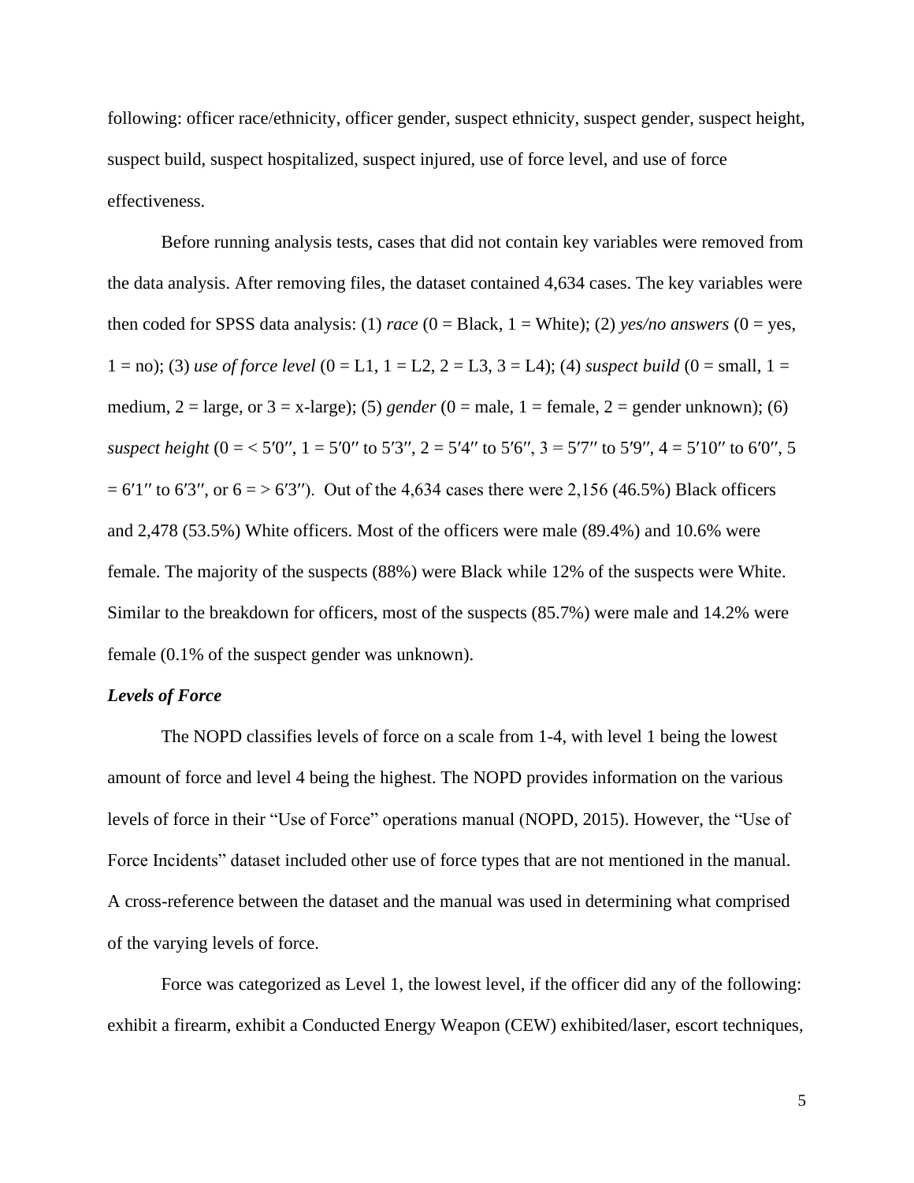following: officer race/ethnicity, officer gender, suspect ethnicity, suspect gender, suspect height, suspect build, suspect hospitalized, suspect injured, use of force level, and use of force effectiveness.

Before running analysis tests, cases that did not contain key variables were removed from the data analysis. After removing files, the dataset contained 4,634 cases. The key variables were then coded for SPSS data analysis: (1) *race* (0 = Black, 1 = White); (2) *yes/no answers* (0 = yes, 1 = no); (3) *use of force level* (0 = L1, 1 = L2, 2 = L3, 3 = L4); (4) *suspect build* (0 = small, 1 = medium, 2 = large, or 3 = x-large); (5) *gender* (0 = male, 1 = female, 2 = gender unknown); (6) *suspect height* (0 = < 5′0″, 1 = 5′0″ to 5′3″, 2 = 5′4″ to 5′6″, 3 = 5′7″ to 5′9″, 4 = 5′10″ to 6′0″, 5 = 6′1″ to 6′3″, or 6 = > 6′3″). Out of the 4,634 cases there were 2,156 (46.5%) Black officers and 2,478 (53.5%) White officers. Most of the officers were male (89.4%) and 10.6% were female. The majority of the suspects (88%) were Black while 12% of the suspects were White. Similar to the breakdown for officers, most of the suspects (85.7%) were male and 14.2% were female (0.1% of the suspect gender was unknown).

### *Levels of Force*

The NOPD classifies levels of force on a scale from 1-4, with level 1 being the lowest amount of force and level 4 being the highest. The NOPD provides information on the various levels of force in their "Use of Force" operations manual (NOPD, 2015). However, the "Use of Force Incidents" dataset included other use of force types that are not mentioned in the manual. A cross-reference between the dataset and the manual was used in determining what comprised of the varying levels of force.

Force was categorized as Level 1, the lowest level, if the officer did any of the following: exhibit a firearm, exhibit a Conducted Energy Weapon (CEW) exhibited/laser, escort techniques,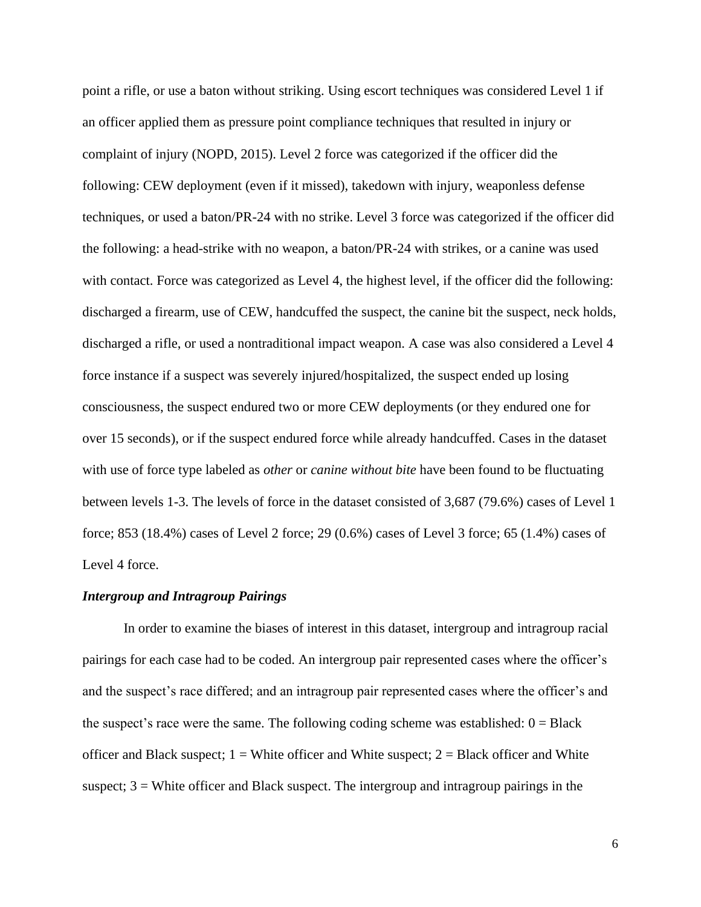point a rifle, or use a baton without striking. Using escort techniques was considered Level 1 if an officer applied them as pressure point compliance techniques that resulted in injury or complaint of injury (NOPD, 2015). Level 2 force was categorized if the officer did the following: CEW deployment (even if it missed), takedown with injury, weaponless defense techniques, or used a baton/PR-24 with no strike. Level 3 force was categorized if the officer did the following: a head-strike with no weapon, a baton/PR-24 with strikes, or a canine was used with contact. Force was categorized as Level 4, the highest level, if the officer did the following: discharged a firearm, use of CEW, handcuffed the suspect, the canine bit the suspect, neck holds, discharged a rifle, or used a nontraditional impact weapon. A case was also considered a Level 4 force instance if a suspect was severely injured/hospitalized, the suspect ended up losing consciousness, the suspect endured two or more CEW deployments (or they endured one for over 15 seconds), or if the suspect endured force while already handcuffed. Cases in the dataset with use of force type labeled as *other* or *canine without bite* have been found to be fluctuating between levels 1-3. The levels of force in the dataset consisted of 3,687 (79.6%) cases of Level 1 force; 853 (18.4%) cases of Level 2 force; 29 (0.6%) cases of Level 3 force; 65 (1.4%) cases of Level 4 force.

### *Intergroup and Intragroup Pairings*

In order to examine the biases of interest in this dataset, intergroup and intragroup racial pairings for each case had to be coded. An intergroup pair represented cases where the officer's and the suspect's race differed; and an intragroup pair represented cases where the officer's and the suspect's race were the same. The following coding scheme was established: 0 = Black officer and Black suspect; 1 = White officer and White suspect; 2 = Black officer and White suspect; 3 = White officer and Black suspect. The intergroup and intragroup pairings in the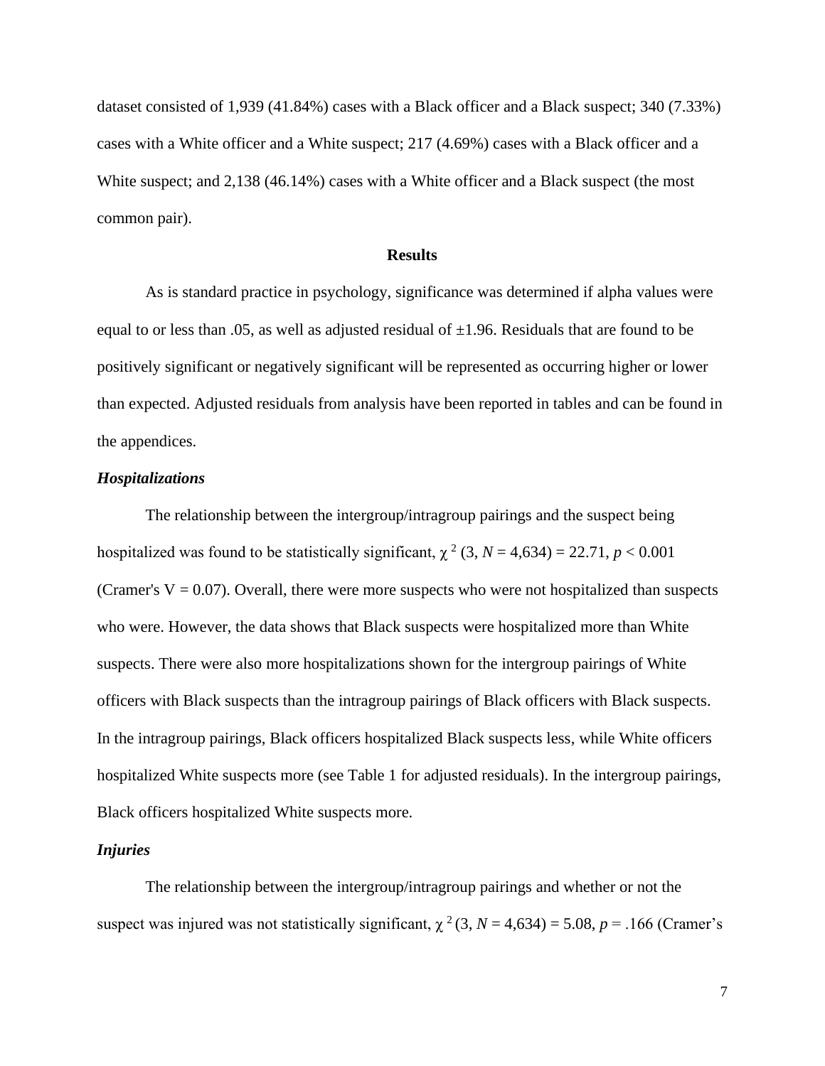dataset consisted of 1,939 (41.84%) cases with a Black officer and a Black suspect; 340 (7.33%) cases with a White officer and a White suspect; 217 (4.69%) cases with a Black officer and a White suspect; and 2,138 (46.14%) cases with a White officer and a Black suspect (the most common pair).

## Results

As is standard practice in psychology, significance was determined if alpha values were equal to or less than .05, as well as adjusted residual of ±1.96. Residuals that are found to be positively significant or negatively significant will be represented as occurring higher or lower than expected. Adjusted residuals from analysis have been reported in tables and can be found in the appendices.

### *Hospitalizations*

The relationship between the intergroup/intragroup pairings and the suspect being hospitalized was found to be statistically significant, $\chi^2$ (3, $N$ = 4,634) = 22.71, $p < 0.001$ (Cramer's V = 0.07). Overall, there were more suspects who were not hospitalized than suspects who were. However, the data shows that Black suspects were hospitalized more than White suspects. There were also more hospitalizations shown for the intergroup pairings of White officers with Black suspects than the intragroup pairings of Black officers with Black suspects. In the intragroup pairings, Black officers hospitalized Black suspects less, while White officers hospitalized White suspects more (see Table 1 for adjusted residuals). In the intergroup pairings, Black officers hospitalized White suspects more.

### *Injuries*

The relationship between the intergroup/intragroup pairings and whether or not the suspect was injured was not statistically significant, $\chi^2$ (3, $N$ = 4,634) = 5.08, $p$ = .166 (Cramer's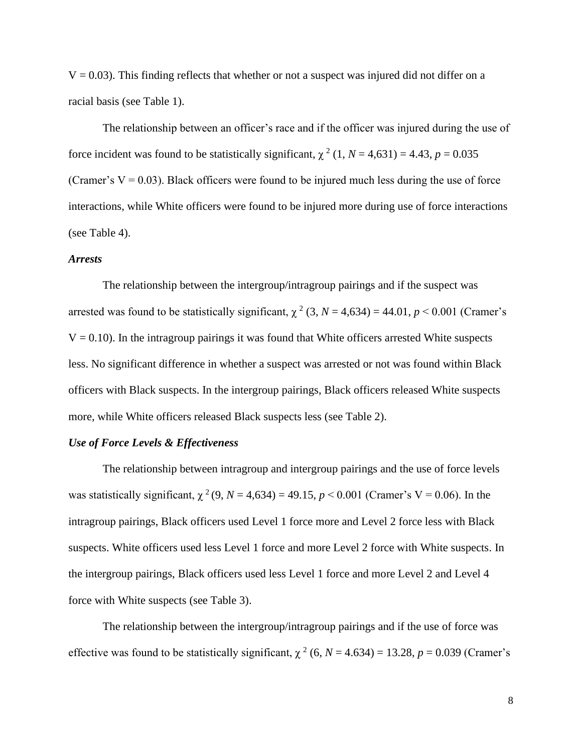V = 0.03). This finding reflects that whether or not a suspect was injured did not differ on a racial basis (see Table 1).

The relationship between an officer's race and if the officer was injured during the use of force incident was found to be statistically significant, $\chi^2$ (1, $N$ = 4,631) = 4.43, $p$ = 0.035 (Cramer's V = 0.03). Black officers were found to be injured much less during the use of force interactions, while White officers were found to be injured more during use of force interactions (see Table 4).

### *Arrests*

The relationship between the intergroup/intragroup pairings and if the suspect was arrested was found to be statistically significant, $\chi^2$ (3, $N$ = 4,634) = 44.01, $p$ < 0.001 (Cramer's V = 0.10). In the intragroup pairings it was found that White officers arrested White suspects less. No significant difference in whether a suspect was arrested or not was found within Black officers with Black suspects. In the intergroup pairings, Black officers released White suspects more, while White officers released Black suspects less (see Table 2).

### *Use of Force Levels & Effectiveness*

The relationship between intragroup and intergroup pairings and the use of force levels was statistically significant, $\chi^2$ (9, $N$ = 4,634) = 49.15, $p$ < 0.001 (Cramer's V = 0.06). In the intragroup pairings, Black officers used Level 1 force more and Level 2 force less with Black suspects. White officers used less Level 1 force and more Level 2 force with White suspects. In the intergroup pairings, Black officers used less Level 1 force and more Level 2 and Level 4 force with White suspects (see Table 3).

The relationship between the intergroup/intragroup pairings and if the use of force was effective was found to be statistically significant, $\chi^2$ (6, $N$ = 4.634) = 13.28, $p$ = 0.039 (Cramer's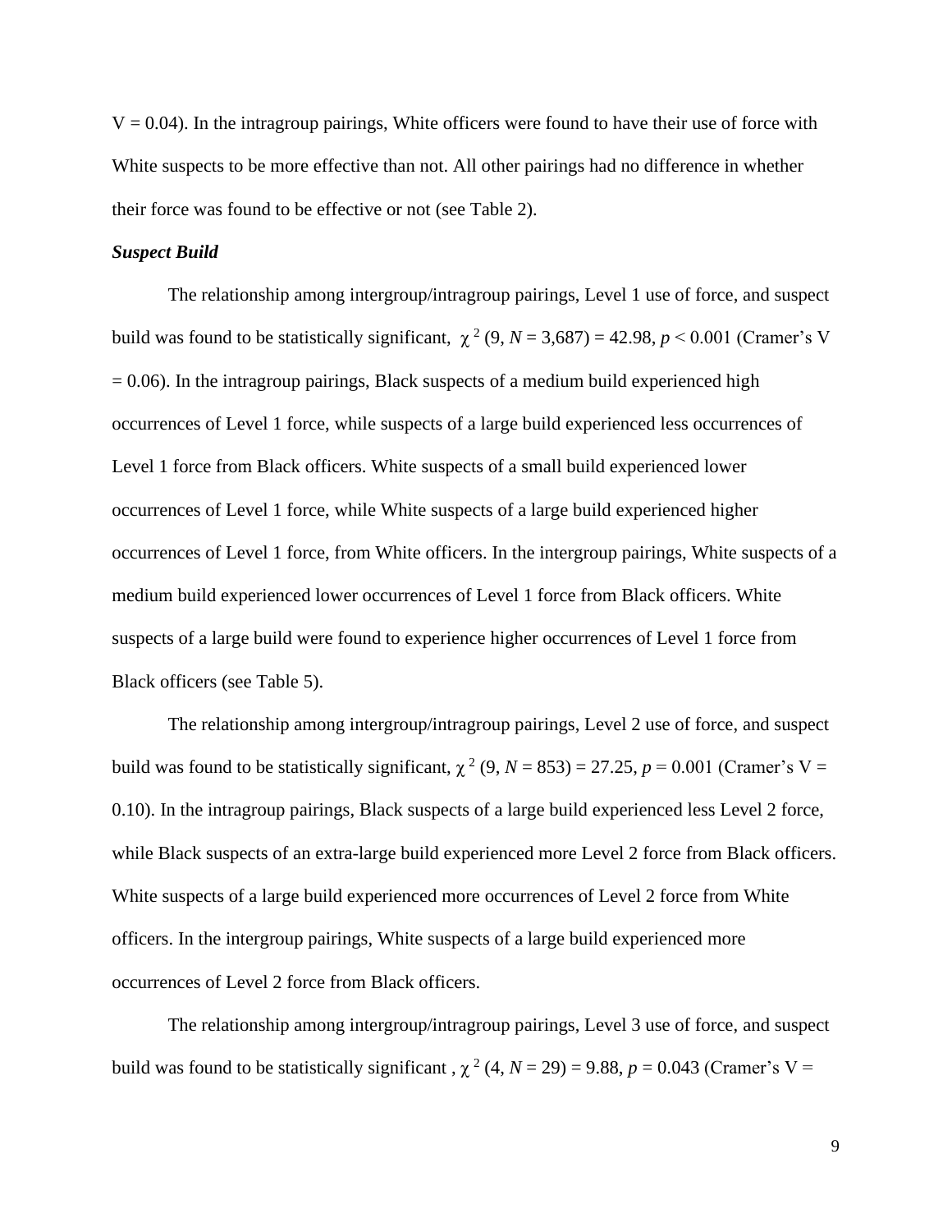$V = 0.04$). In the intragroup pairings, White officers were found to have their use of force with White suspects to be more effective than not. All other pairings had no difference in whether their force was found to be effective or not (see Table 2).

***Suspect Build***

The relationship among intergroup/intragroup pairings, Level 1 use of force, and suspect build was found to be statistically significant, $\chi^2$ (9, $N$ = 3,687) = 42.98, $p < 0.001$ (Cramer's V = 0.06). In the intragroup pairings, Black suspects of a medium build experienced high occurrences of Level 1 force, while suspects of a large build experienced less occurrences of Level 1 force from Black officers. White suspects of a small build experienced lower occurrences of Level 1 force, while White suspects of a large build experienced higher occurrences of Level 1 force, from White officers. In the intergroup pairings, White suspects of a medium build experienced lower occurrences of Level 1 force from Black officers. White suspects of a large build were found to experience higher occurrences of Level 1 force from Black officers (see Table 5).

The relationship among intergroup/intragroup pairings, Level 2 use of force, and suspect build was found to be statistically significant, $\chi^2$ (9, $N$ = 853) = 27.25, $p = 0.001$ (Cramer's V = 0.10). In the intragroup pairings, Black suspects of a large build experienced less Level 2 force, while Black suspects of an extra-large build experienced more Level 2 force from Black officers. White suspects of a large build experienced more occurrences of Level 2 force from White officers. In the intergroup pairings, White suspects of a large build experienced more occurrences of Level 2 force from Black officers.

The relationship among intergroup/intragroup pairings, Level 3 use of force, and suspect build was found to be statistically significant , $\chi^2$ (4, $N$ = 29) = 9.88, $p = 0.043$ (Cramer's V =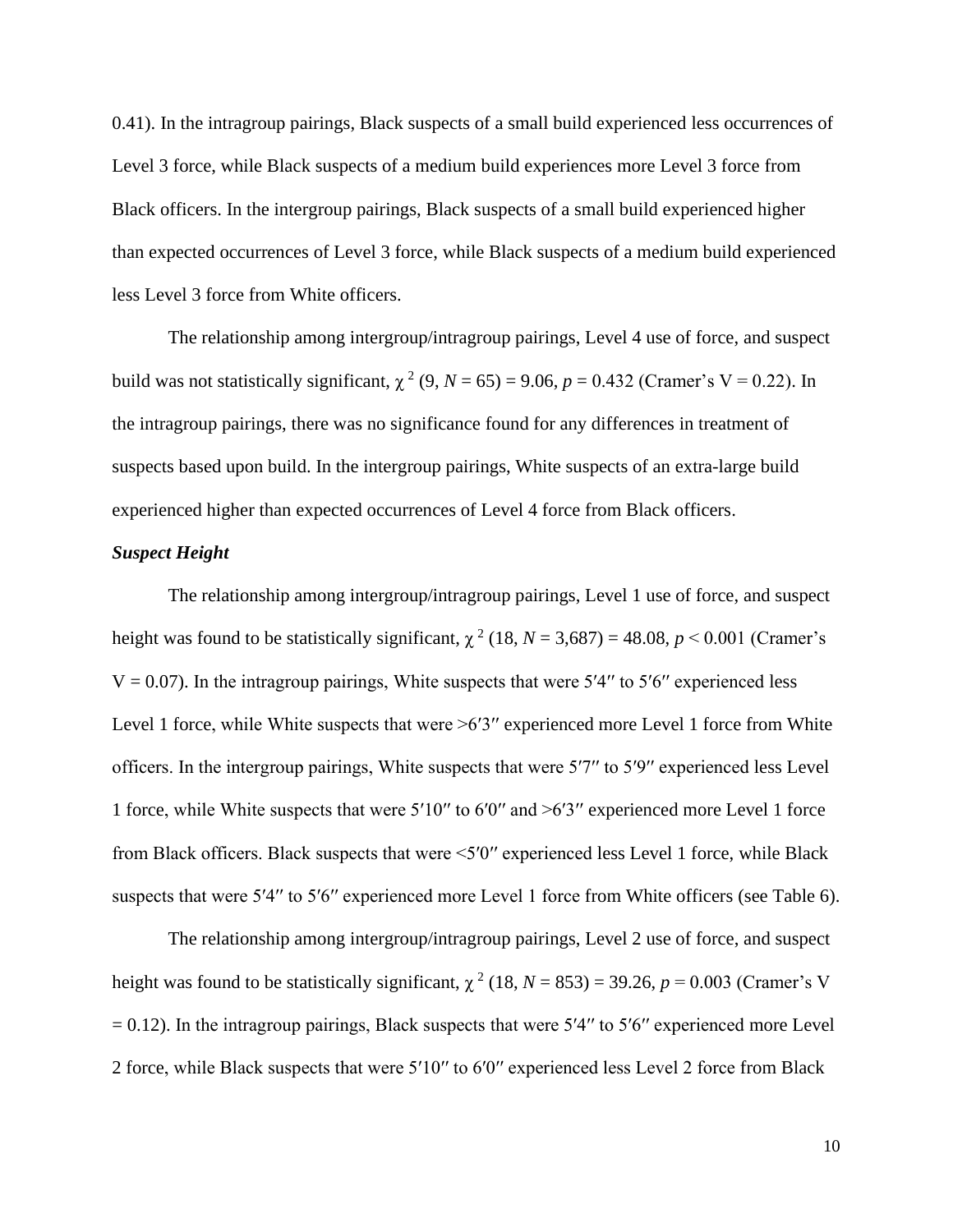0.41). In the intragroup pairings, Black suspects of a small build experienced less occurrences of Level 3 force, while Black suspects of a medium build experiences more Level 3 force from Black officers. In the intergroup pairings, Black suspects of a small build experienced higher than expected occurrences of Level 3 force, while Black suspects of a medium build experienced less Level 3 force from White officers.

The relationship among intergroup/intragroup pairings, Level 4 use of force, and suspect build was not statistically significant, $\chi^2$ (9, $N$ = 65) = 9.06, $p$ = 0.432 (Cramer's V = 0.22). In the intragroup pairings, there was no significance found for any differences in treatment of suspects based upon build. In the intergroup pairings, White suspects of an extra-large build experienced higher than expected occurrences of Level 4 force from Black officers.

***Suspect Height***

The relationship among intergroup/intragroup pairings, Level 1 use of force, and suspect height was found to be statistically significant, $\chi^2$ (18, $N$ = 3,687) = 48.08, $p$ < 0.001 (Cramer's V = 0.07). In the intragroup pairings, White suspects that were 5′4″ to 5′6″ experienced less Level 1 force, while White suspects that were >6′3″ experienced more Level 1 force from White officers. In the intergroup pairings, White suspects that were 5′7″ to 5′9″ experienced less Level 1 force, while White suspects that were 5′10″ to 6′0″ and >6′3″ experienced more Level 1 force from Black officers. Black suspects that were <5′0″ experienced less Level 1 force, while Black suspects that were 5′4″ to 5′6″ experienced more Level 1 force from White officers (see Table 6).

The relationship among intergroup/intragroup pairings, Level 2 use of force, and suspect height was found to be statistically significant, $\chi^2$ (18, $N$ = 853) = 39.26, $p$ = 0.003 (Cramer's V = 0.12). In the intragroup pairings, Black suspects that were 5′4″ to 5′6″ experienced more Level 2 force, while Black suspects that were 5′10″ to 6′0″ experienced less Level 2 force from Black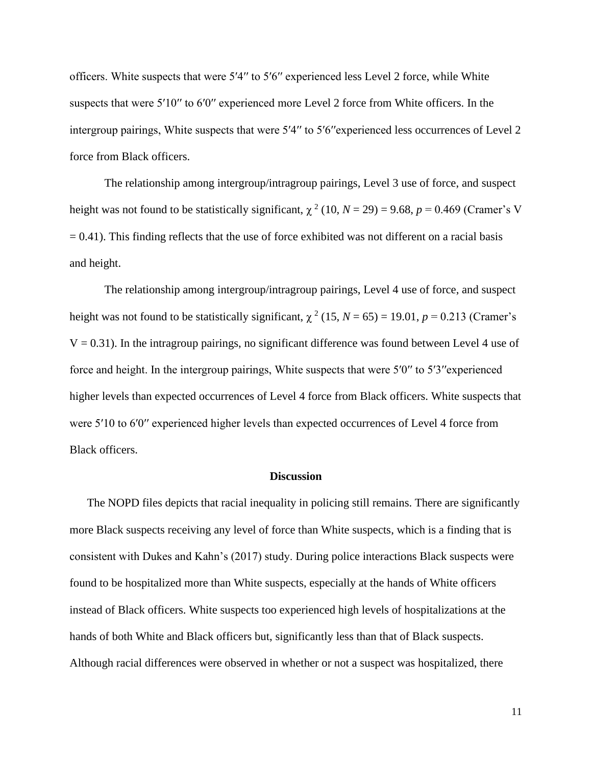officers. White suspects that were 5′4″ to 5′6″ experienced less Level 2 force, while White suspects that were 5′10″ to 6′0″ experienced more Level 2 force from White officers. In the intergroup pairings, White suspects that were 5′4″ to 5′6″experienced less occurrences of Level 2 force from Black officers.

The relationship among intergroup/intragroup pairings, Level 3 use of force, and suspect height was not found to be statistically significant, $\chi^2$ (10, *N* = 29) = 9.68, *p* = 0.469 (Cramer's V = 0.41). This finding reflects that the use of force exhibited was not different on a racial basis and height.

The relationship among intergroup/intragroup pairings, Level 4 use of force, and suspect height was not found to be statistically significant, $\chi^2$ (15, *N* = 65) = 19.01, *p* = 0.213 (Cramer's V = 0.31). In the intragroup pairings, no significant difference was found between Level 4 use of force and height. In the intergroup pairings, White suspects that were 5′0″ to 5′3″experienced higher levels than expected occurrences of Level 4 force from Black officers. White suspects that were 5′10 to 6′0″ experienced higher levels than expected occurrences of Level 4 force from Black officers.

## Discussion

The NOPD files depicts that racial inequality in policing still remains. There are significantly more Black suspects receiving any level of force than White suspects, which is a finding that is consistent with Dukes and Kahn's (2017) study. During police interactions Black suspects were found to be hospitalized more than White suspects, especially at the hands of White officers instead of Black officers. White suspects too experienced high levels of hospitalizations at the hands of both White and Black officers but, significantly less than that of Black suspects. Although racial differences were observed in whether or not a suspect was hospitalized, there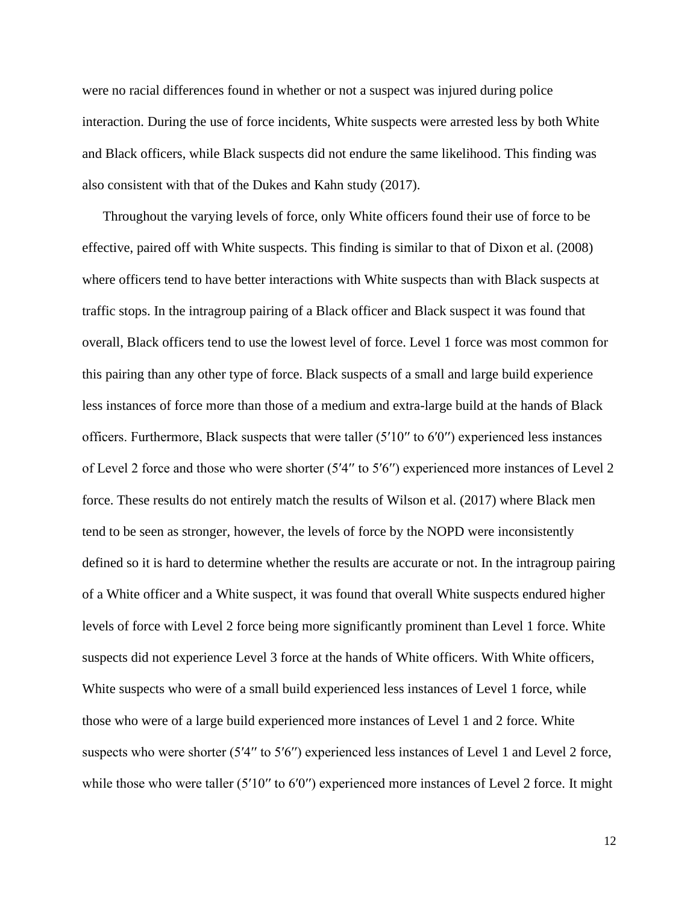were no racial differences found in whether or not a suspect was injured during police interaction. During the use of force incidents, White suspects were arrested less by both White and Black officers, while Black suspects did not endure the same likelihood. This finding was also consistent with that of the Dukes and Kahn study (2017).

Throughout the varying levels of force, only White officers found their use of force to be effective, paired off with White suspects. This finding is similar to that of Dixon et al. (2008) where officers tend to have better interactions with White suspects than with Black suspects at traffic stops. In the intragroup pairing of a Black officer and Black suspect it was found that overall, Black officers tend to use the lowest level of force. Level 1 force was most common for this pairing than any other type of force. Black suspects of a small and large build experience less instances of force more than those of a medium and extra-large build at the hands of Black officers. Furthermore, Black suspects that were taller (5′10″ to 6′0″) experienced less instances of Level 2 force and those who were shorter (5′4″ to 5′6″) experienced more instances of Level 2 force. These results do not entirely match the results of Wilson et al. (2017) where Black men tend to be seen as stronger, however, the levels of force by the NOPD were inconsistently defined so it is hard to determine whether the results are accurate or not. In the intragroup pairing of a White officer and a White suspect, it was found that overall White suspects endured higher levels of force with Level 2 force being more significantly prominent than Level 1 force. White suspects did not experience Level 3 force at the hands of White officers. With White officers, White suspects who were of a small build experienced less instances of Level 1 force, while those who were of a large build experienced more instances of Level 1 and 2 force. White suspects who were shorter (5′4″ to 5′6″) experienced less instances of Level 1 and Level 2 force, while those who were taller (5′10″ to 6′0″) experienced more instances of Level 2 force. It might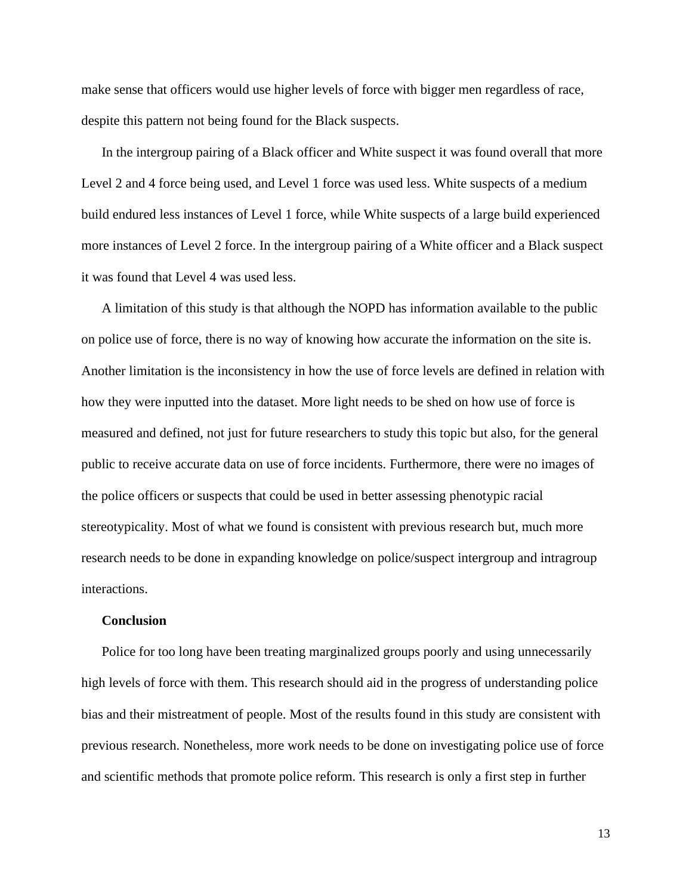make sense that officers would use higher levels of force with bigger men regardless of race, despite this pattern not being found for the Black suspects.

In the intergroup pairing of a Black officer and White suspect it was found overall that more Level 2 and 4 force being used, and Level 1 force was used less. White suspects of a medium build endured less instances of Level 1 force, while White suspects of a large build experienced more instances of Level 2 force. In the intergroup pairing of a White officer and a Black suspect it was found that Level 4 was used less.

A limitation of this study is that although the NOPD has information available to the public on police use of force, there is no way of knowing how accurate the information on the site is. Another limitation is the inconsistency in how the use of force levels are defined in relation with how they were inputted into the dataset. More light needs to be shed on how use of force is measured and defined, not just for future researchers to study this topic but also, for the general public to receive accurate data on use of force incidents. Furthermore, there were no images of the police officers or suspects that could be used in better assessing phenotypic racial stereotypicality. Most of what we found is consistent with previous research but, much more research needs to be done in expanding knowledge on police/suspect intergroup and intragroup interactions.

**Conclusion**

Police for too long have been treating marginalized groups poorly and using unnecessarily high levels of force with them. This research should aid in the progress of understanding police bias and their mistreatment of people. Most of the results found in this study are consistent with previous research. Nonetheless, more work needs to be done on investigating police use of force and scientific methods that promote police reform. This research is only a first step in further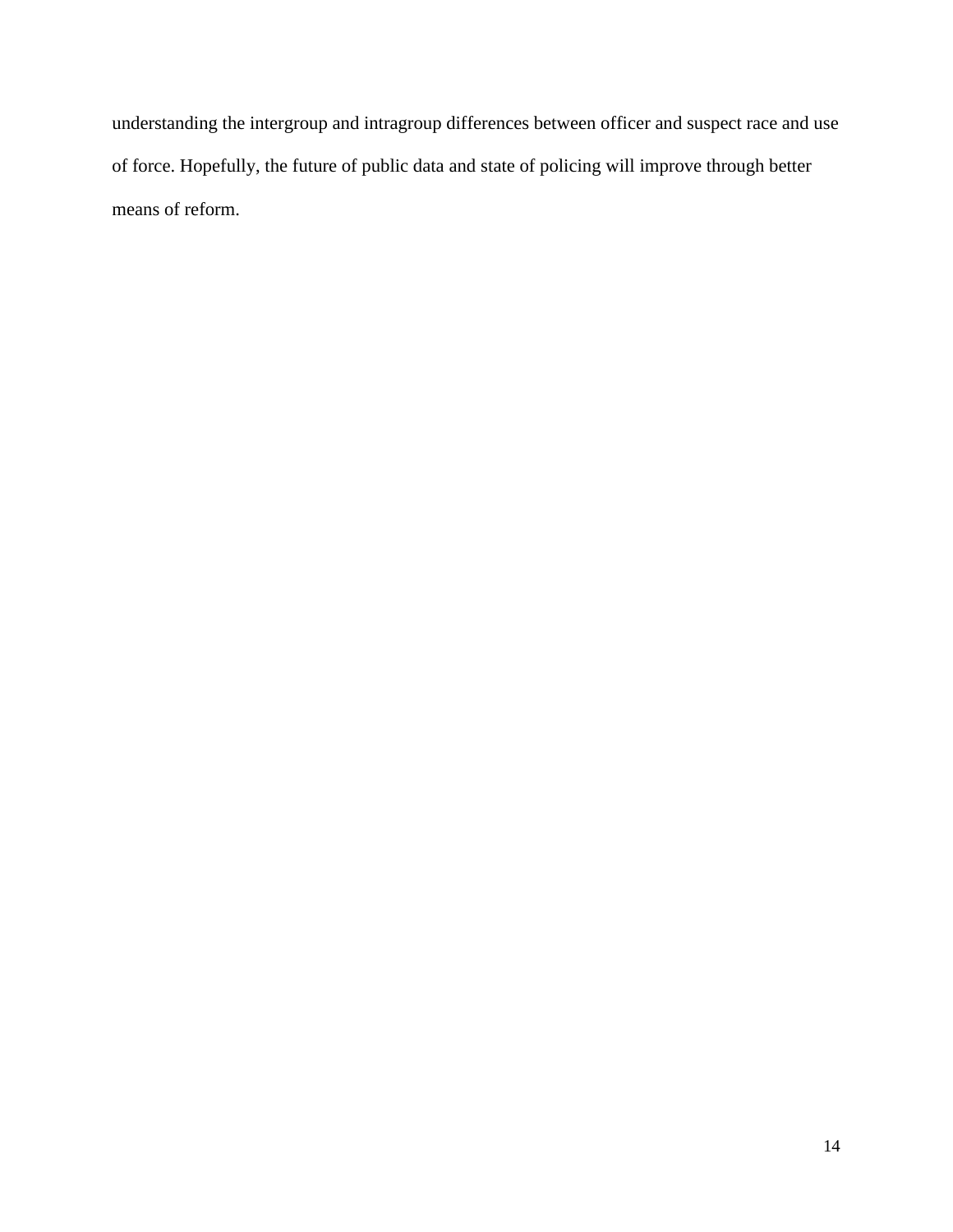understanding the intergroup and intragroup differences between officer and suspect race and use of force. Hopefully, the future of public data and state of policing will improve through better means of reform.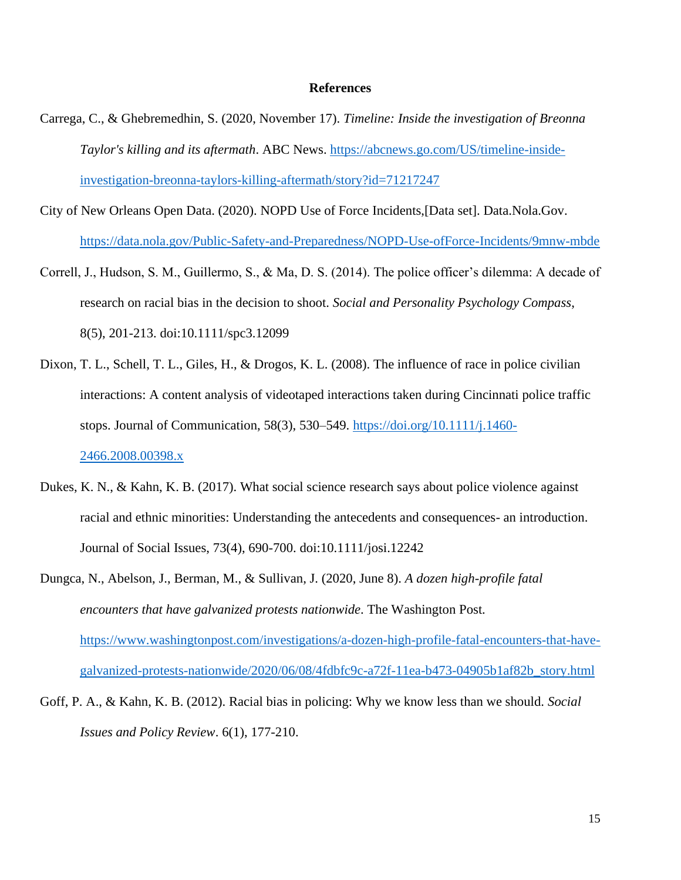# References

Carrega, C., & Ghebremedhin, S. (2020, November 17). *Timeline: Inside the investigation of Breonna Taylor's killing and its aftermath*. ABC News. https://abcnews.go.com/US/timeline-inside-investigation-breonna-taylors-killing-aftermath/story?id=71217247

City of New Orleans Open Data. (2020). NOPD Use of Force Incidents,[Data set]. Data.Nola.Gov. https://data.nola.gov/Public-Safety-and-Preparedness/NOPD-Use-ofForce-Incidents/9mnw-mbde

Correll, J., Hudson, S. M., Guillermo, S., & Ma, D. S. (2014). The police officer's dilemma: A decade of research on racial bias in the decision to shoot. *Social and Personality Psychology Compass*, 8(5), 201-213. doi:10.1111/spc3.12099

Dixon, T. L., Schell, T. L., Giles, H., & Drogos, K. L. (2008). The influence of race in police civilian interactions: A content analysis of videotaped interactions taken during Cincinnati police traffic stops. Journal of Communication, 58(3), 530–549. https://doi.org/10.1111/j.1460-2466.2008.00398.x

Dukes, K. N., & Kahn, K. B. (2017). What social science research says about police violence against racial and ethnic minorities: Understanding the antecedents and consequences- an introduction. Journal of Social Issues, 73(4), 690-700. doi:10.1111/josi.12242

Dungca, N., Abelson, J., Berman, M., & Sullivan, J. (2020, June 8). *A dozen high-profile fatal encounters that have galvanized protests nationwide*. The Washington Post. https://www.washingtonpost.com/investigations/a-dozen-high-profile-fatal-encounters-that-have-galvanized-protests-nationwide/2020/06/08/4fdbfc9c-a72f-11ea-b473-04905b1af82b_story.html

Goff, P. A., & Kahn, K. B. (2012). Racial bias in policing: Why we know less than we should. *Social Issues and Policy Review*. 6(1), 177-210.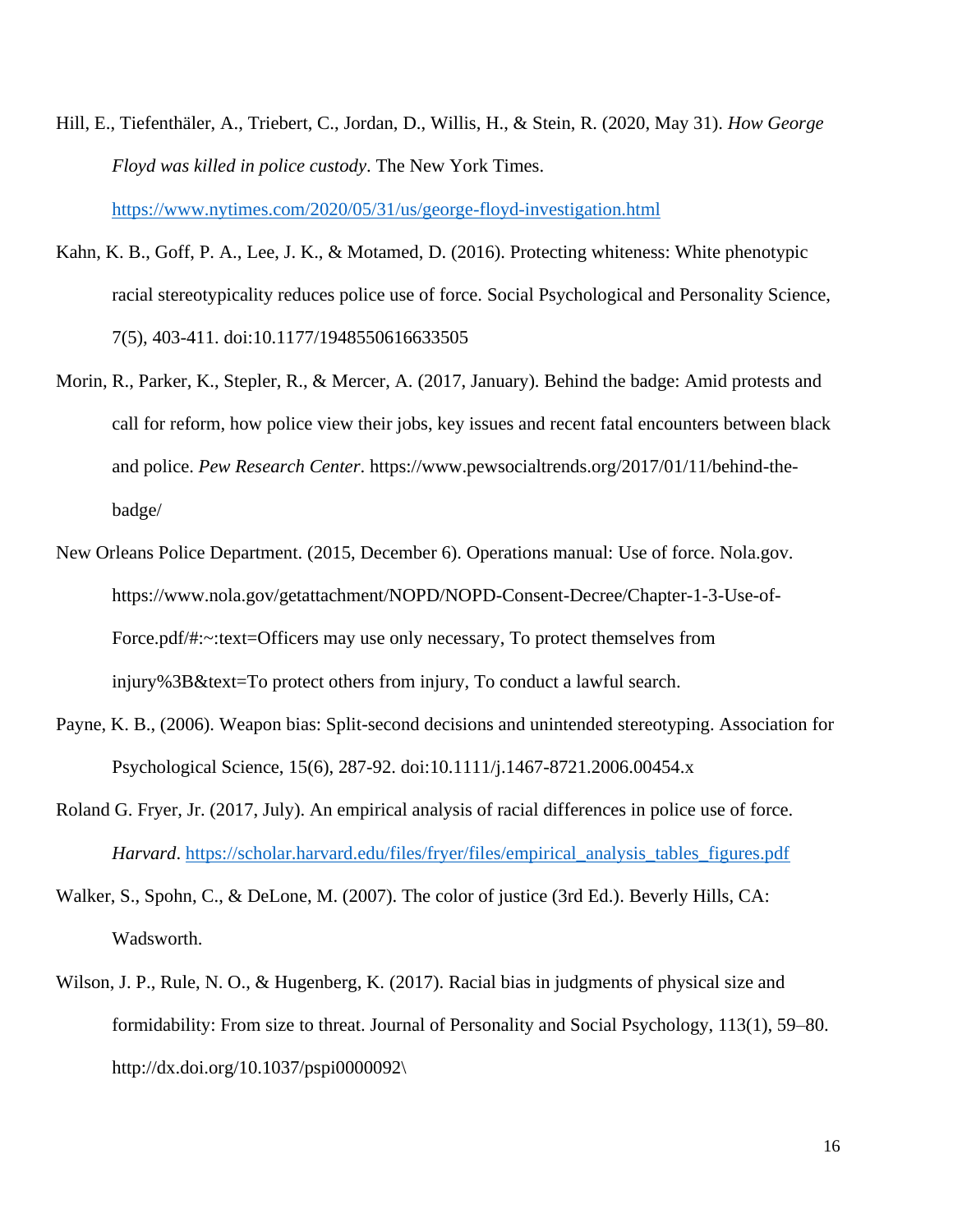Hill, E., Tiefenthäler, A., Triebert, C., Jordan, D., Willis, H., & Stein, R. (2020, May 31). *How George Floyd was killed in police custody*. The New York Times. https://www.nytimes.com/2020/05/31/us/george-floyd-investigation.html

Kahn, K. B., Goff, P. A., Lee, J. K., & Motamed, D. (2016). Protecting whiteness: White phenotypic racial stereotypicality reduces police use of force. Social Psychological and Personality Science, 7(5), 403-411. doi:10.1177/1948550616633505

Morin, R., Parker, K., Stepler, R., & Mercer, A. (2017, January). Behind the badge: Amid protests and call for reform, how police view their jobs, key issues and recent fatal encounters between black and police. *Pew Research Center*. https://www.pewsocialtrends.org/2017/01/11/behind-the-badge/

New Orleans Police Department. (2015, December 6). Operations manual: Use of force. Nola.gov. https://www.nola.gov/getattachment/NOPD/NOPD-Consent-Decree/Chapter-1-3-Use-of-Force.pdf/#:~:text=Officers may use only necessary, To protect themselves from injury%3B&text=To protect others from injury, To conduct a lawful search.

Payne, K. B., (2006). Weapon bias: Split-second decisions and unintended stereotyping. Association for Psychological Science, 15(6), 287-92. doi:10.1111/j.1467-8721.2006.00454.x

Roland G. Fryer, Jr. (2017, July). An empirical analysis of racial differences in police use of force. *Harvard*. https://scholar.harvard.edu/files/fryer/files/empirical_analysis_tables_figures.pdf

Walker, S., Spohn, C., & DeLone, M. (2007). The color of justice (3rd Ed.). Beverly Hills, CA: Wadsworth.

Wilson, J. P., Rule, N. O., & Hugenberg, K. (2017). Racial bias in judgments of physical size and formidability: From size to threat. Journal of Personality and Social Psychology, 113(1), 59–80. http://dx.doi.org/10.1037/pspi0000092\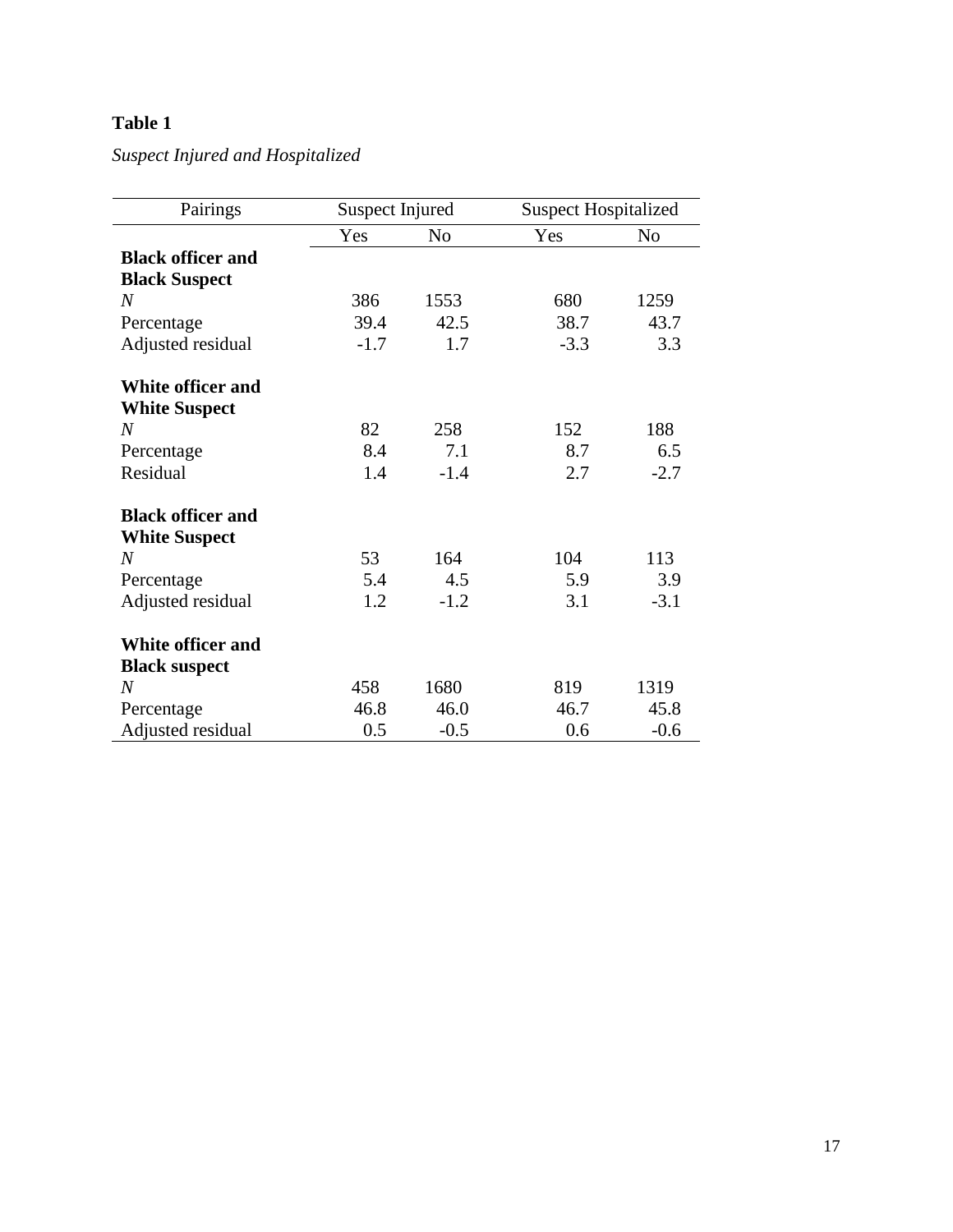**Table 1**

*Suspect Injured and Hospitalized*

| Pairings | Suspect Injured | | Suspect Hospitalized | |
|---|---|---|---|---|
| | Yes | No | Yes | No |
| **Black officer and Black Suspect** | | | | |
| *N* | 386 | 1553 | 680 | 1259 |
| Percentage | 39.4 | 42.5 | 38.7 | 43.7 |
| Adjusted residual | -1.7 | 1.7 | -3.3 | 3.3 |
| **White officer and White Suspect** | | | | |
| *N* | 82 | 258 | 152 | 188 |
| Percentage | 8.4 | 7.1 | 8.7 | 6.5 |
| Residual | 1.4 | -1.4 | 2.7 | -2.7 |
| **Black officer and White Suspect** | | | | |
| *N* | 53 | 164 | 104 | 113 |
| Percentage | 5.4 | 4.5 | 5.9 | 3.9 |
| Adjusted residual | 1.2 | -1.2 | 3.1 | -3.1 |
| **White officer and Black suspect** | | | | |
| *N* | 458 | 1680 | 819 | 1319 |
| Percentage | 46.8 | 46.0 | 46.7 | 45.8 |
| Adjusted residual | 0.5 | -0.5 | 0.6 | -0.6 |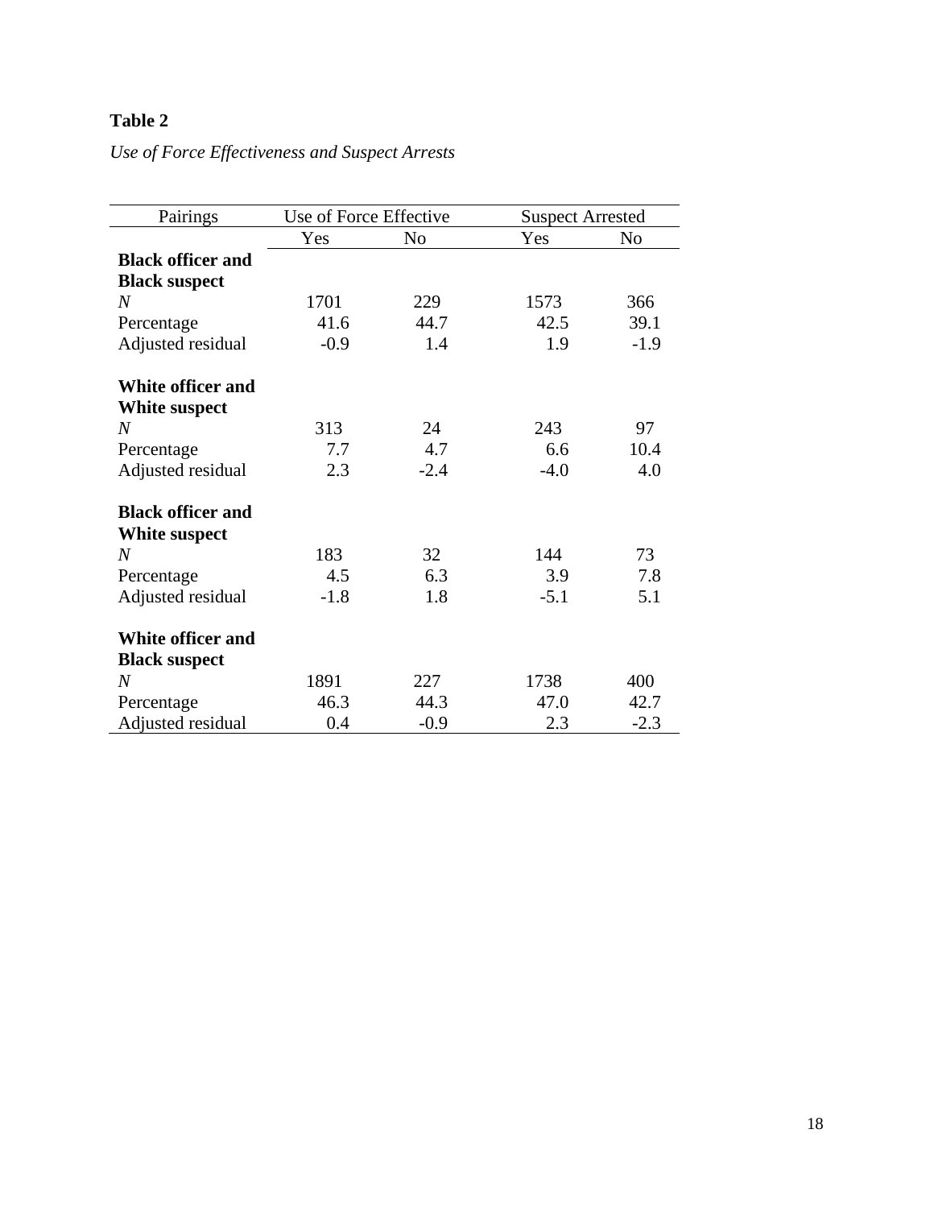**Table 2**

*Use of Force Effectiveness and Suspect Arrests*

| Pairings | Use of Force Effective | | Suspect Arrested | |
|---|---|---|---|---|
| | Yes | No | Yes | No |
| **Black officer and Black suspect** | | | | |
| *N* | 1701 | 229 | 1573 | 366 |
| Percentage | 41.6 | 44.7 | 42.5 | 39.1 |
| Adjusted residual | -0.9 | 1.4 | 1.9 | -1.9 |
| **White officer and White suspect** | | | | |
| *N* | 313 | 24 | 243 | 97 |
| Percentage | 7.7 | 4.7 | 6.6 | 10.4 |
| Adjusted residual | 2.3 | -2.4 | -4.0 | 4.0 |
| **Black officer and White suspect** | | | | |
| *N* | 183 | 32 | 144 | 73 |
| Percentage | 4.5 | 6.3 | 3.9 | 7.8 |
| Adjusted residual | -1.8 | 1.8 | -5.1 | 5.1 |
| **White officer and Black suspect** | | | | |
| *N* | 1891 | 227 | 1738 | 400 |
| Percentage | 46.3 | 44.3 | 47.0 | 42.7 |
| Adjusted residual | 0.4 | -0.9 | 2.3 | -2.3 |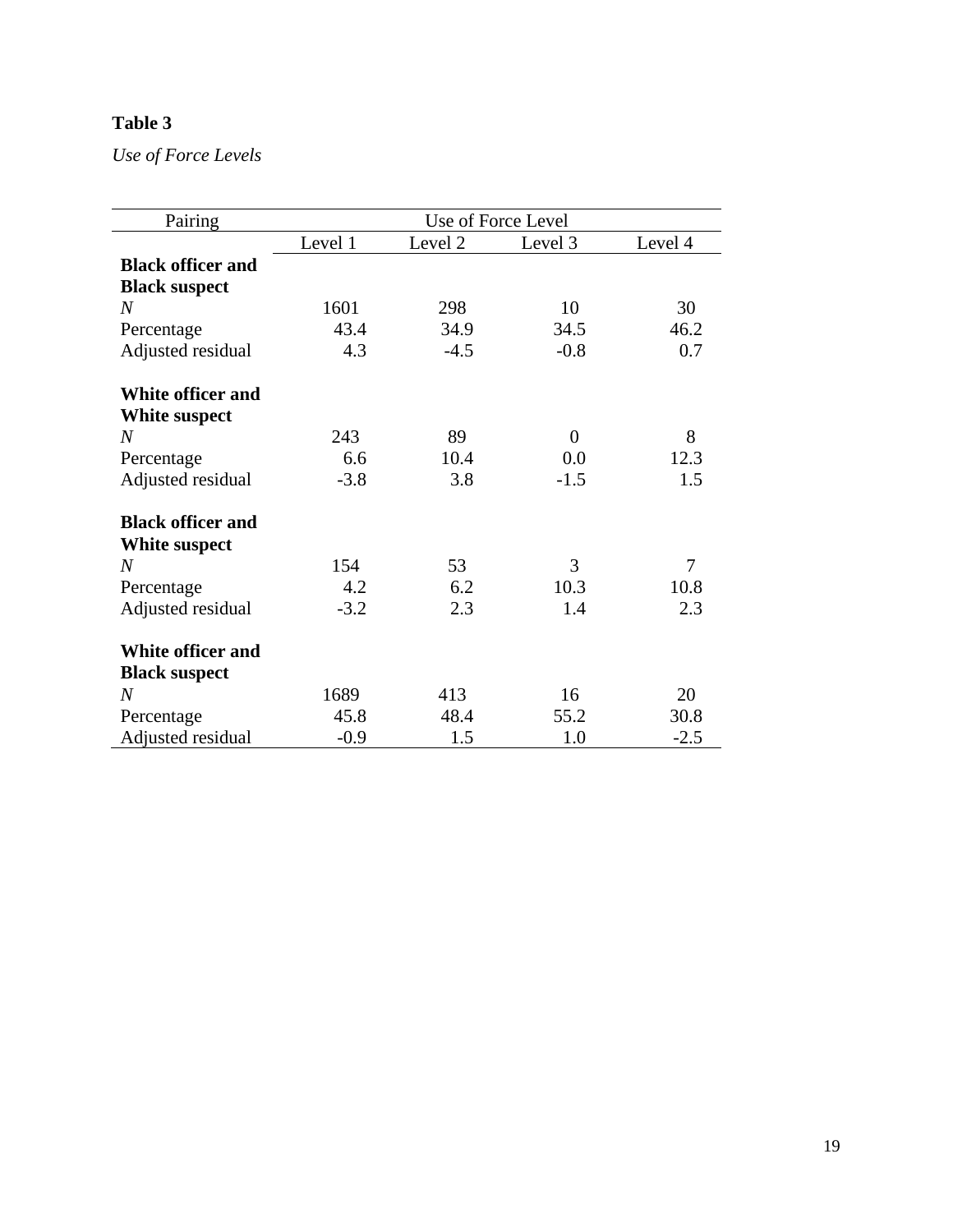**Table 3**

*Use of Force Levels*

| Pairing | Use of Force Level | | | |
|---|---|---|---|---|
| | Level 1 | Level 2 | Level 3 | Level 4 |
| **Black officer and Black suspect** | | | | |
| *N* | 1601 | 298 | 10 | 30 |
| Percentage | 43.4 | 34.9 | 34.5 | 46.2 |
| Adjusted residual | 4.3 | -4.5 | -0.8 | 0.7 |
| **White officer and White suspect** | | | | |
| *N* | 243 | 89 | 0 | 8 |
| Percentage | 6.6 | 10.4 | 0.0 | 12.3 |
| Adjusted residual | -3.8 | 3.8 | -1.5 | 1.5 |
| **Black officer and White suspect** | | | | |
| *N* | 154 | 53 | 3 | 7 |
| Percentage | 4.2 | 6.2 | 10.3 | 10.8 |
| Adjusted residual | -3.2 | 2.3 | 1.4 | 2.3 |
| **White officer and Black suspect** | | | | |
| *N* | 1689 | 413 | 16 | 20 |
| Percentage | 45.8 | 48.4 | 55.2 | 30.8 |
| Adjusted residual | -0.9 | 1.5 | 1.0 | -2.5 |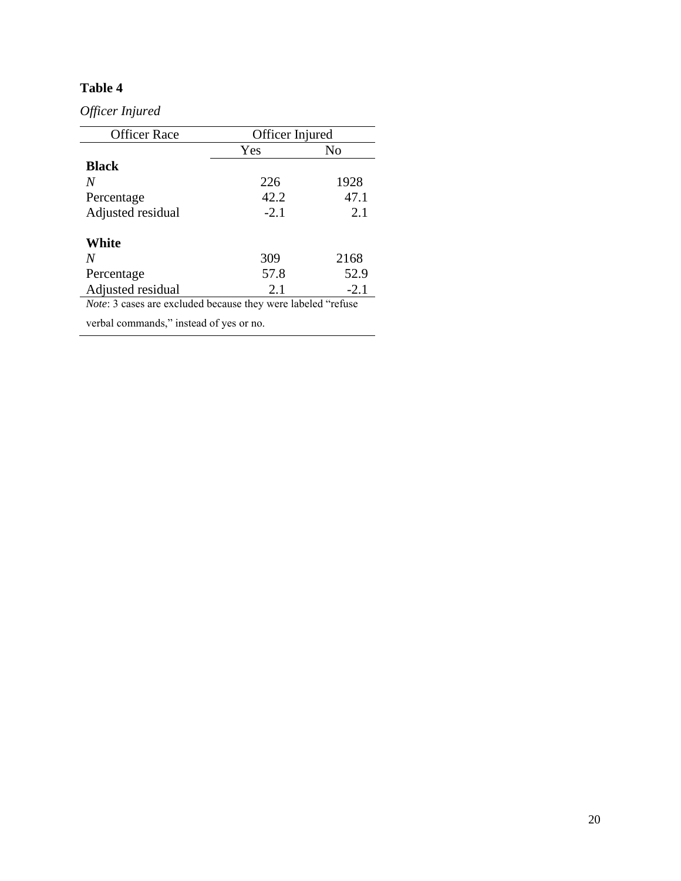**Table 4**

*Officer Injured*

| Officer Race | Officer Injured | |
|---|---|---|
| | Yes | No |
| **Black** | | |
| *N* | 226 | 1928 |
| Percentage | 42.2 | 47.1 |
| Adjusted residual | -2.1 | 2.1 |
| **White** | | |
| *N* | 309 | 2168 |
| Percentage | 57.8 | 52.9 |
| Adjusted residual | 2.1 | -2.1 |

*Note*: 3 cases are excluded because they were labeled "refuse verbal commands," instead of yes or no.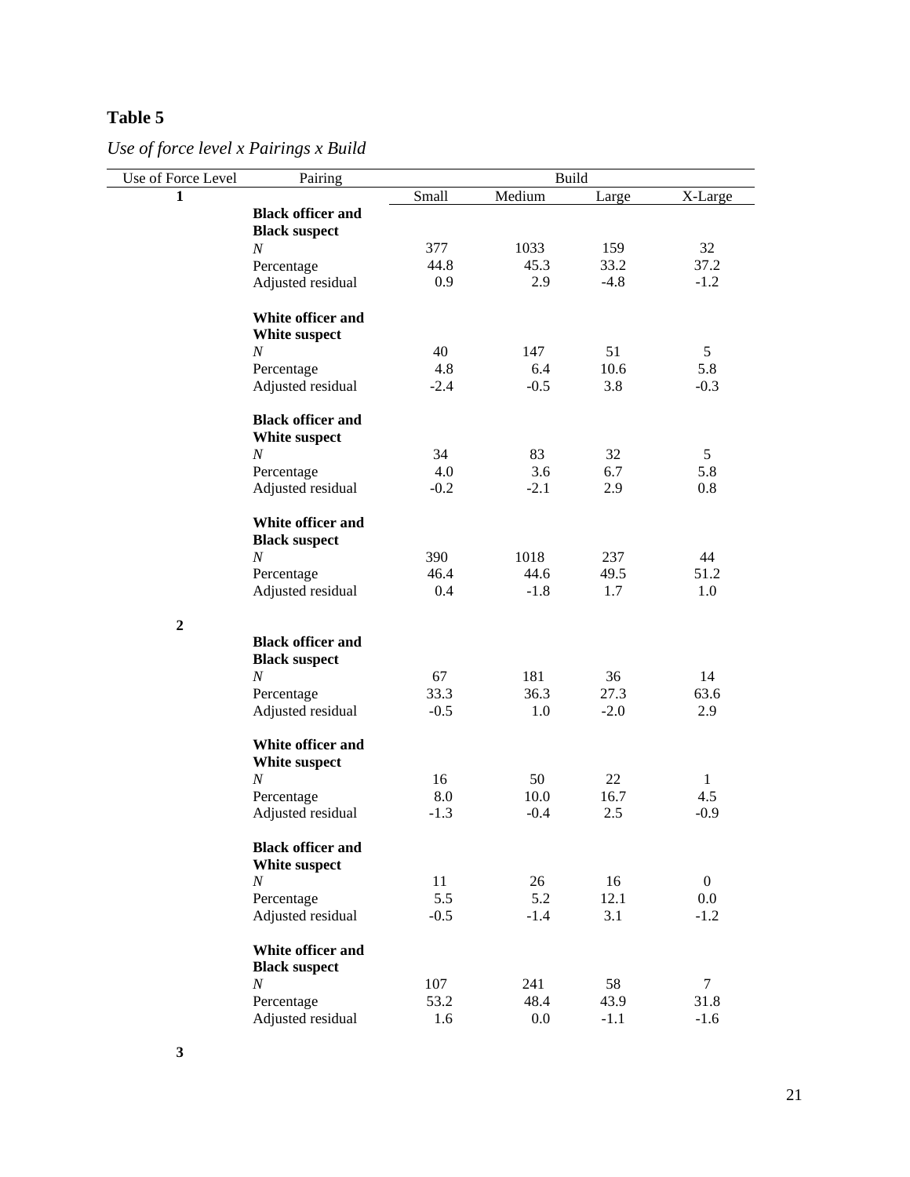**Table 5**

*Use of force level x Pairings x Build*

| Use of Force Level | Pairing | Build | | | |
|---|---|---|---|---|---|
| | | Small | Medium | Large | X-Large |
| **1** | **Black officer and Black suspect** | | | | |
| | *N* | 377 | 1033 | 159 | 32 |
| | Percentage | 44.8 | 45.3 | 33.2 | 37.2 |
| | Adjusted residual | 0.9 | 2.9 | -4.8 | -1.2 |
| | **White officer and White suspect** | | | | |
| | *N* | 40 | 147 | 51 | 5 |
| | Percentage | 4.8 | 6.4 | 10.6 | 5.8 |
| | Adjusted residual | -2.4 | -0.5 | 3.8 | -0.3 |
| | **Black officer and White suspect** | | | | |
| | *N* | 34 | 83 | 32 | 5 |
| | Percentage | 4.0 | 3.6 | 6.7 | 5.8 |
| | Adjusted residual | -0.2 | -2.1 | 2.9 | 0.8 |
| | **White officer and Black suspect** | | | | |
| | *N* | 390 | 1018 | 237 | 44 |
| | Percentage | 46.4 | 44.6 | 49.5 | 51.2 |
| | Adjusted residual | 0.4 | -1.8 | 1.7 | 1.0 |
| **2** | **Black officer and Black suspect** | | | | |
| | *N* | 67 | 181 | 36 | 14 |
| | Percentage | 33.3 | 36.3 | 27.3 | 63.6 |
| | Adjusted residual | -0.5 | 1.0 | -2.0 | 2.9 |
| | **White officer and White suspect** | | | | |
| | *N* | 16 | 50 | 22 | 1 |
| | Percentage | 8.0 | 10.0 | 16.7 | 4.5 |
| | Adjusted residual | -1.3 | -0.4 | 2.5 | -0.9 |
| | **Black officer and White suspect** | | | | |
| | *N* | 11 | 26 | 16 | 0 |
| | Percentage | 5.5 | 5.2 | 12.1 | 0.0 |
| | Adjusted residual | -0.5 | -1.4 | 3.1 | -1.2 |
| | **White officer and Black suspect** | | | | |
| | *N* | 107 | 241 | 58 | 7 |
| | Percentage | 53.2 | 48.4 | 43.9 | 31.8 |
| | Adjusted residual | 1.6 | 0.0 | -1.1 | -1.6 |
| **3** | | | | | |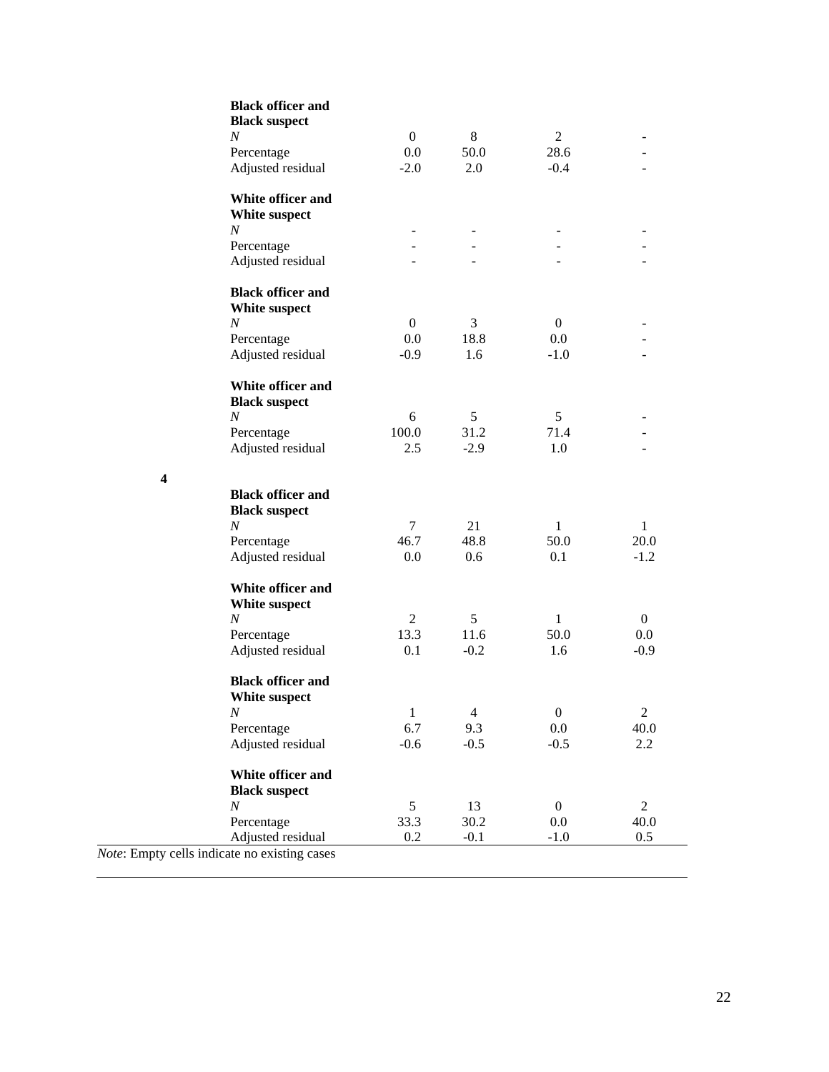| | | | | | |
|---|---|---|---|---|---|
| | **Black officer and Black suspect** | | | | |
| | *N* | 0 | 8 | 2 | - |
| | Percentage | 0.0 | 50.0 | 28.6 | - |
| | Adjusted residual | -2.0 | 2.0 | -0.4 | - |
| | **White officer and White suspect** | | | | |
| | *N* | - | - | - | - |
| | Percentage | - | - | - | - |
| | Adjusted residual | - | - | - | - |
| | **Black officer and White suspect** | | | | |
| | *N* | 0 | 3 | 0 | - |
| | Percentage | 0.0 | 18.8 | 0.0 | - |
| | Adjusted residual | -0.9 | 1.6 | -1.0 | - |
| | **White officer and Black suspect** | | | | |
| | *N* | 6 | 5 | 5 | - |
| | Percentage | 100.0 | 31.2 | 71.4 | - |
| | Adjusted residual | 2.5 | -2.9 | 1.0 | - |
| **4** | | | | | |
| | **Black officer and Black suspect** | | | | |
| | *N* | 7 | 21 | 1 | 1 |
| | Percentage | 46.7 | 48.8 | 50.0 | 20.0 |
| | Adjusted residual | 0.0 | 0.6 | 0.1 | -1.2 |
| | **White officer and White suspect** | | | | |
| | *N* | 2 | 5 | 1 | 0 |
| | Percentage | 13.3 | 11.6 | 50.0 | 0.0 |
| | Adjusted residual | 0.1 | -0.2 | 1.6 | -0.9 |
| | **Black officer and White suspect** | | | | |
| | *N* | 1 | 4 | 0 | 2 |
| | Percentage | 6.7 | 9.3 | 0.0 | 40.0 |
| | Adjusted residual | -0.6 | -0.5 | -0.5 | 2.2 |
| | **White officer and Black suspect** | | | | |
| | *N* | 5 | 13 | 0 | 2 |
| | Percentage | 33.3 | 30.2 | 0.0 | 40.0 |
| | Adjusted residual | 0.2 | -0.1 | -1.0 | 0.5 |

*Note*: Empty cells indicate no existing cases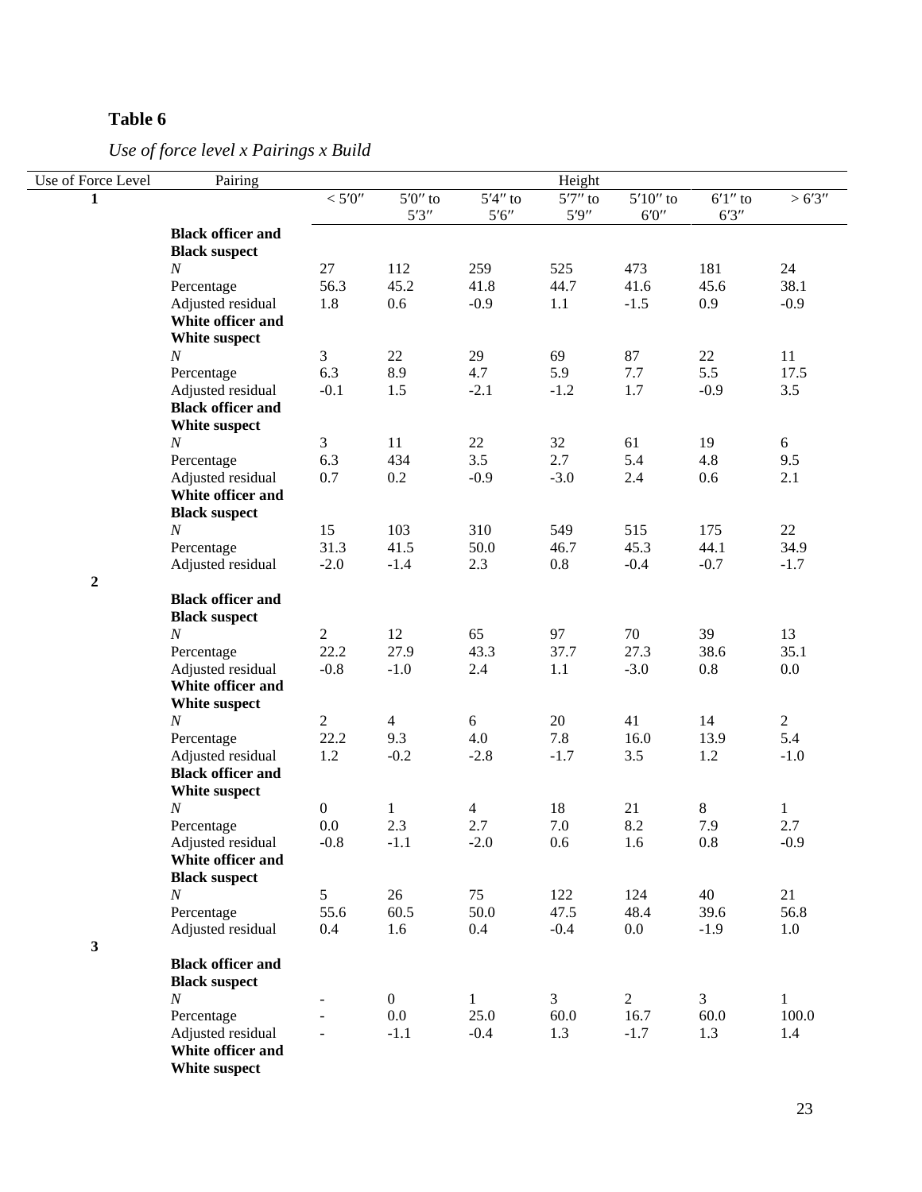**Table 6**

*Use of force level x Pairings x Build*

| Use of Force Level | Pairing | Height | | | | | | |
|---|---|---|---|---|---|---|---|---|
| **1** | | < 5′0″ | 5′0″ to 5′3″ | 5′4″ to 5′6″ | 5′7″ to 5′9″ | 5′10″ to 6′0″ | 6′1″ to 6′3″ | > 6′3″ |
| | **Black officer and Black suspect** | | | | | | | |
| | *N* | 27 | 112 | 259 | 525 | 473 | 181 | 24 |
| | Percentage | 56.3 | 45.2 | 41.8 | 44.7 | 41.6 | 45.6 | 38.1 |
| | Adjusted residual | 1.8 | 0.6 | -0.9 | 1.1 | -1.5 | 0.9 | -0.9 |
| | **White officer and White suspect** | | | | | | | |
| | *N* | 3 | 22 | 29 | 69 | 87 | 22 | 11 |
| | Percentage | 6.3 | 8.9 | 4.7 | 5.9 | 7.7 | 5.5 | 17.5 |
| | Adjusted residual | -0.1 | 1.5 | -2.1 | -1.2 | 1.7 | -0.9 | 3.5 |
| | **Black officer and White suspect** | | | | | | | |
| | *N* | 3 | 11 | 22 | 32 | 61 | 19 | 6 |
| | Percentage | 6.3 | 434 | 3.5 | 2.7 | 5.4 | 4.8 | 9.5 |
| | Adjusted residual | 0.7 | 0.2 | -0.9 | -3.0 | 2.4 | 0.6 | 2.1 |
| | **White officer and Black suspect** | | | | | | | |
| | *N* | 15 | 103 | 310 | 549 | 515 | 175 | 22 |
| | Percentage | 31.3 | 41.5 | 50.0 | 46.7 | 45.3 | 44.1 | 34.9 |
| | Adjusted residual | -2.0 | -1.4 | 2.3 | 0.8 | -0.4 | -0.7 | -1.7 |
| **2** | | | | | | | | |
| | **Black officer and Black suspect** | | | | | | | |
| | *N* | 2 | 12 | 65 | 97 | 70 | 39 | 13 |
| | Percentage | 22.2 | 27.9 | 43.3 | 37.7 | 27.3 | 38.6 | 35.1 |
| | Adjusted residual | -0.8 | -1.0 | 2.4 | 1.1 | -3.0 | 0.8 | 0.0 |
| | **White officer and White suspect** | | | | | | | |
| | *N* | 2 | 4 | 6 | 20 | 41 | 14 | 2 |
| | Percentage | 22.2 | 9.3 | 4.0 | 7.8 | 16.0 | 13.9 | 5.4 |
| | Adjusted residual | 1.2 | -0.2 | -2.8 | -1.7 | 3.5 | 1.2 | -1.0 |
| | **Black officer and White suspect** | | | | | | | |
| | *N* | 0 | 1 | 4 | 18 | 21 | 8 | 1 |
| | Percentage | 0.0 | 2.3 | 2.7 | 7.0 | 8.2 | 7.9 | 2.7 |
| | Adjusted residual | -0.8 | -1.1 | -2.0 | 0.6 | 1.6 | 0.8 | -0.9 |
| | **White officer and Black suspect** | | | | | | | |
| | *N* | 5 | 26 | 75 | 122 | 124 | 40 | 21 |
| | Percentage | 55.6 | 60.5 | 50.0 | 47.5 | 48.4 | 39.6 | 56.8 |
| | Adjusted residual | 0.4 | 1.6 | 0.4 | -0.4 | 0.0 | -1.9 | 1.0 |
| **3** | | | | | | | | |
| | **Black officer and Black suspect** | | | | | | | |
| | *N* | - | 0 | 1 | 3 | 2 | 3 | 1 |
| | Percentage | - | 0.0 | 25.0 | 60.0 | 16.7 | 60.0 | 100.0 |
| | Adjusted residual | - | -1.1 | -0.4 | 1.3 | -1.7 | 1.3 | 1.4 |
| | **White officer and White suspect** | | | | | | | |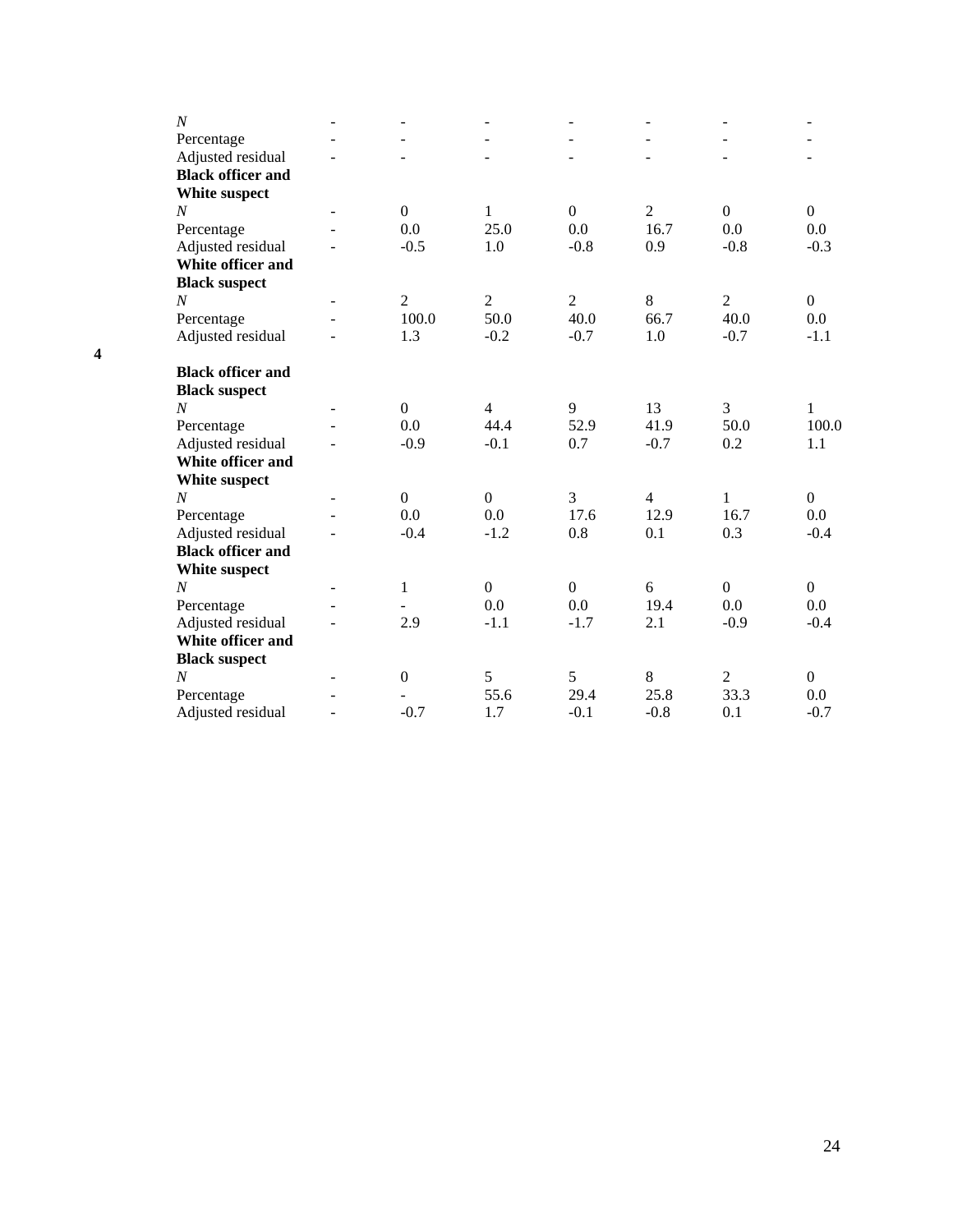| | | | | | | | | |
|---|---|---|---|---|---|---|---|---|
| | *N* | - | - | - | - | - | - | - |
| | Percentage | - | - | - | - | - | - | - |
| | Adjusted residual | - | - | - | - | - | - | - |
| | **Black officer and White suspect** | | | | | | | |
| | *N* | - | 0 | 1 | 0 | 2 | 0 | 0 |
| | Percentage | - | 0.0 | 25.0 | 0.0 | 16.7 | 0.0 | 0.0 |
| | Adjusted residual | - | -0.5 | 1.0 | -0.8 | 0.9 | -0.8 | -0.3 |
| | **White officer and Black suspect** | | | | | | | |
| | *N* | - | 2 | 2 | 2 | 8 | 2 | 0 |
| | Percentage | - | 100.0 | 50.0 | 40.0 | 66.7 | 40.0 | 0.0 |
| | Adjusted residual | - | 1.3 | -0.2 | -0.7 | 1.0 | -0.7 | -1.1 |
| **4** | | | | | | | | |
| | **Black officer and Black suspect** | | | | | | | |
| | *N* | - | 0 | 4 | 9 | 13 | 3 | 1 |
| | Percentage | - | 0.0 | 44.4 | 52.9 | 41.9 | 50.0 | 100.0 |
| | Adjusted residual | - | -0.9 | -0.1 | 0.7 | -0.7 | 0.2 | 1.1 |
| | **White officer and White suspect** | | | | | | | |
| | *N* | - | 0 | 0 | 3 | 4 | 1 | 0 |
| | Percentage | - | 0.0 | 0.0 | 17.6 | 12.9 | 16.7 | 0.0 |
| | Adjusted residual | - | -0.4 | -1.2 | 0.8 | 0.1 | 0.3 | -0.4 |
| | **Black officer and White suspect** | | | | | | | |
| | *N* | - | 1 | 0 | 0 | 6 | 0 | 0 |
| | Percentage | - | - | 0.0 | 0.0 | 19.4 | 0.0 | 0.0 |
| | Adjusted residual | - | 2.9 | -1.1 | -1.7 | 2.1 | -0.9 | -0.4 |
| | **White officer and Black suspect** | | | | | | | |
| | *N* | - | 0 | 5 | 5 | 8 | 2 | 0 |
| | Percentage | - | - | 55.6 | 29.4 | 25.8 | 33.3 | 0.0 |
| | Adjusted residual | - | -0.7 | 1.7 | -0.1 | -0.8 | 0.1 | -0.7 |